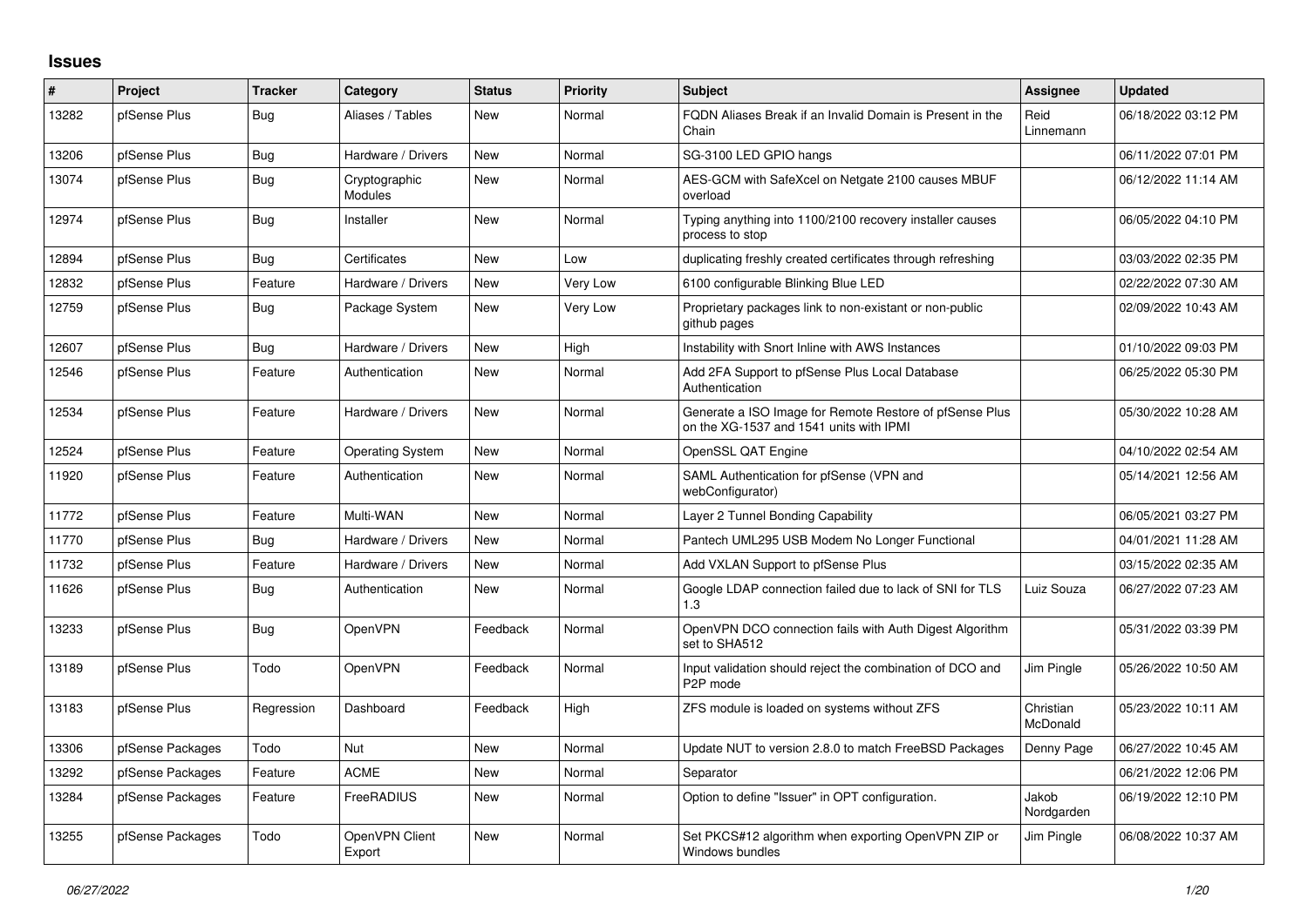# Issues

| # | Project | Tracker | Category | Status | Priority | Subject | Assignee | Updated |
|---|---|---|---|---|---|---|---|---|
| 13282 | pfSense Plus | Bug | Aliases / Tables | New | Normal | FQDN Aliases Break if an Invalid Domain is Present in the Chain | Reid Linnemann | 06/18/2022 03:12 PM |
| 13206 | pfSense Plus | Bug | Hardware / Drivers | New | Normal | SG-3100 LED GPIO hangs | | 06/11/2022 07:01 PM |
| 13074 | pfSense Plus | Bug | Cryptographic Modules | New | Normal | AES-GCM with SafeXcel on Netgate 2100 causes MBUF overload | | 06/12/2022 11:14 AM |
| 12974 | pfSense Plus | Bug | Installer | New | Normal | Typing anything into 1100/2100 recovery installer causes process to stop | | 06/05/2022 04:10 PM |
| 12894 | pfSense Plus | Bug | Certificates | New | Low | duplicating freshly created certificates through refreshing | | 03/03/2022 02:35 PM |
| 12832 | pfSense Plus | Feature | Hardware / Drivers | New | Very Low | 6100 configurable Blinking Blue LED | | 02/22/2022 07:30 AM |
| 12759 | pfSense Plus | Bug | Package System | New | Very Low | Proprietary packages link to non-existant or non-public github pages | | 02/09/2022 10:43 AM |
| 12607 | pfSense Plus | Bug | Hardware / Drivers | New | High | Instability with Snort Inline with AWS Instances | | 01/10/2022 09:03 PM |
| 12546 | pfSense Plus | Feature | Authentication | New | Normal | Add 2FA Support to pfSense Plus Local Database Authentication | | 06/25/2022 05:30 PM |
| 12534 | pfSense Plus | Feature | Hardware / Drivers | New | Normal | Generate a ISO Image for Remote Restore of pfSense Plus on the XG-1537 and 1541 units with IPMI | | 05/30/2022 10:28 AM |
| 12524 | pfSense Plus | Feature | Operating System | New | Normal | OpenSSL QAT Engine | | 04/10/2022 02:54 AM |
| 11920 | pfSense Plus | Feature | Authentication | New | Normal | SAML Authentication for pfSense (VPN and webConfigurator) | | 05/14/2021 12:56 AM |
| 11772 | pfSense Plus | Feature | Multi-WAN | New | Normal | Layer 2 Tunnel Bonding Capability | | 06/05/2021 03:27 PM |
| 11770 | pfSense Plus | Bug | Hardware / Drivers | New | Normal | Pantech UML295 USB Modem No Longer Functional | | 04/01/2021 11:28 AM |
| 11732 | pfSense Plus | Feature | Hardware / Drivers | New | Normal | Add VXLAN Support to pfSense Plus | | 03/15/2022 02:35 AM |
| 11626 | pfSense Plus | Bug | Authentication | New | Normal | Google LDAP connection failed due to lack of SNI for TLS 1.3 | Luiz Souza | 06/27/2022 07:23 AM |
| 13233 | pfSense Plus | Bug | OpenVPN | Feedback | Normal | OpenVPN DCO connection fails with Auth Digest Algorithm set to SHA512 | | 05/31/2022 03:39 PM |
| 13189 | pfSense Plus | Todo | OpenVPN | Feedback | Normal | Input validation should reject the combination of DCO and P2P mode | Jim Pingle | 05/26/2022 10:50 AM |
| 13183 | pfSense Plus | Regression | Dashboard | Feedback | High | ZFS module is loaded on systems without ZFS | Christian McDonald | 05/23/2022 10:11 AM |
| 13306 | pfSense Packages | Todo | Nut | New | Normal | Update NUT to version 2.8.0 to match FreeBSD Packages | Denny Page | 06/27/2022 10:45 AM |
| 13292 | pfSense Packages | Feature | ACME | New | Normal | Separator | | 06/21/2022 12:06 PM |
| 13284 | pfSense Packages | Feature | FreeRADIUS | New | Normal | Option to define "Issuer" in OPT configuration. | Jakob Nordgarden | 06/19/2022 12:10 PM |
| 13255 | pfSense Packages | Todo | OpenVPN Client Export | New | Normal | Set PKCS#12 algorithm when exporting OpenVPN ZIP or Windows bundles | Jim Pingle | 06/08/2022 10:37 AM |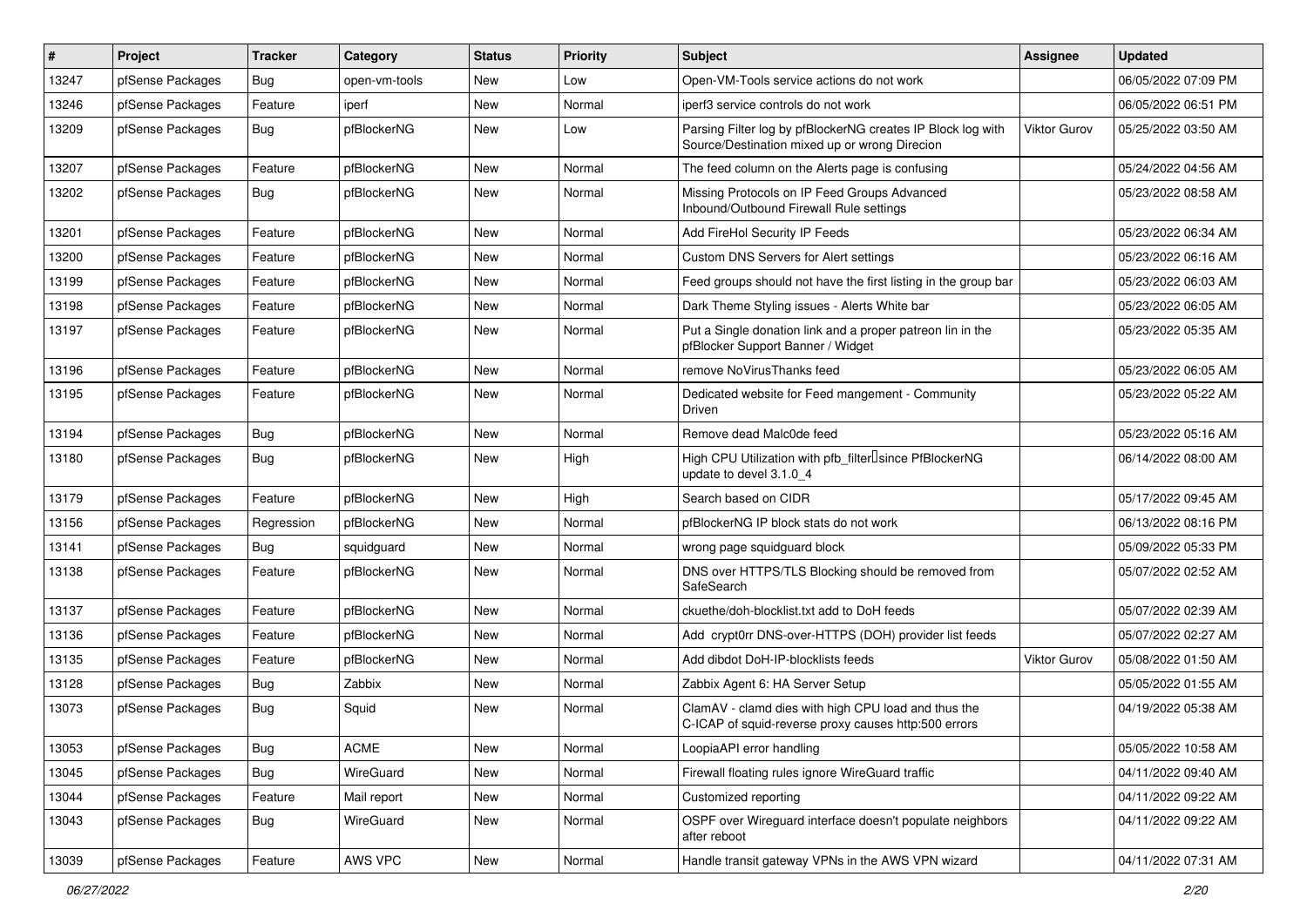| # | Project | Tracker | Category | Status | Priority | Subject | Assignee | Updated |
|---|---|---|---|---|---|---|---|---|
| 13247 | pfSense Packages | Bug | open-vm-tools | New | Low | Open-VM-Tools service actions do not work | | 06/05/2022 07:09 PM |
| 13246 | pfSense Packages | Feature | iperf | New | Normal | iperf3 service controls do not work | | 06/05/2022 06:51 PM |
| 13209 | pfSense Packages | Bug | pfBlockerNG | New | Low | Parsing Filter log by pfBlockerNG creates IP Block log with Source/Destination mixed up or wrong Direcion | Viktor Gurov | 05/25/2022 03:50 AM |
| 13207 | pfSense Packages | Feature | pfBlockerNG | New | Normal | The feed column on the Alerts page is confusing | | 05/24/2022 04:56 AM |
| 13202 | pfSense Packages | Bug | pfBlockerNG | New | Normal | Missing Protocols on IP Feed Groups Advanced Inbound/Outbound Firewall Rule settings | | 05/23/2022 08:58 AM |
| 13201 | pfSense Packages | Feature | pfBlockerNG | New | Normal | Add FireHol Security IP Feeds | | 05/23/2022 06:34 AM |
| 13200 | pfSense Packages | Feature | pfBlockerNG | New | Normal | Custom DNS Servers for Alert settings | | 05/23/2022 06:16 AM |
| 13199 | pfSense Packages | Feature | pfBlockerNG | New | Normal | Feed groups should not have the first listing in the group bar | | 05/23/2022 06:03 AM |
| 13198 | pfSense Packages | Feature | pfBlockerNG | New | Normal | Dark Theme Styling issues - Alerts White bar | | 05/23/2022 06:05 AM |
| 13197 | pfSense Packages | Feature | pfBlockerNG | New | Normal | Put a Single donation link and a proper patreon lin in the pfBlocker Support Banner / Widget | | 05/23/2022 05:35 AM |
| 13196 | pfSense Packages | Feature | pfBlockerNG | New | Normal | remove NoVirusThanks feed | | 05/23/2022 06:05 AM |
| 13195 | pfSense Packages | Feature | pfBlockerNG | New | Normal | Dedicated website for Feed mangement - Community Driven | | 05/23/2022 05:22 AM |
| 13194 | pfSense Packages | Bug | pfBlockerNG | New | Normal | Remove dead Malc0de feed | | 05/23/2022 05:16 AM |
| 13180 | pfSense Packages | Bug | pfBlockerNG | New | High | High CPU Utilization with pfb_filter since PfBlockerNG update to devel 3.1.0_4 | | 06/14/2022 08:00 AM |
| 13179 | pfSense Packages | Feature | pfBlockerNG | New | High | Search based on CIDR | | 05/17/2022 09:45 AM |
| 13156 | pfSense Packages | Regression | pfBlockerNG | New | Normal | pfBlockerNG IP block stats do not work | | 06/13/2022 08:16 PM |
| 13141 | pfSense Packages | Bug | squidguard | New | Normal | wrong page squidguard block | | 05/09/2022 05:33 PM |
| 13138 | pfSense Packages | Feature | pfBlockerNG | New | Normal | DNS over HTTPS/TLS Blocking should be removed from SafeSearch | | 05/07/2022 02:52 AM |
| 13137 | pfSense Packages | Feature | pfBlockerNG | New | Normal | ckuethe/doh-blocklist.txt add to DoH feeds | | 05/07/2022 02:39 AM |
| 13136 | pfSense Packages | Feature | pfBlockerNG | New | Normal | Add crypt0rr DNS-over-HTTPS (DOH) provider list feeds | | 05/07/2022 02:27 AM |
| 13135 | pfSense Packages | Feature | pfBlockerNG | New | Normal | Add dibdot DoH-IP-blocklists feeds | Viktor Gurov | 05/08/2022 01:50 AM |
| 13128 | pfSense Packages | Bug | Zabbix | New | Normal | Zabbix Agent 6: HA Server Setup | | 05/05/2022 01:55 AM |
| 13073 | pfSense Packages | Bug | Squid | New | Normal | ClamAV - clamd dies with high CPU load and thus the C-ICAP of squid-reverse proxy causes http:500 errors | | 04/19/2022 05:38 AM |
| 13053 | pfSense Packages | Bug | ACME | New | Normal | LoopiaAPI error handling | | 05/05/2022 10:58 AM |
| 13045 | pfSense Packages | Bug | WireGuard | New | Normal | Firewall floating rules ignore WireGuard traffic | | 04/11/2022 09:40 AM |
| 13044 | pfSense Packages | Feature | Mail report | New | Normal | Customized reporting | | 04/11/2022 09:22 AM |
| 13043 | pfSense Packages | Bug | WireGuard | New | Normal | OSPF over Wireguard interface doesn't populate neighbors after reboot | | 04/11/2022 09:22 AM |
| 13039 | pfSense Packages | Feature | AWS VPC | New | Normal | Handle transit gateway VPNs in the AWS VPN wizard | | 04/11/2022 07:31 AM |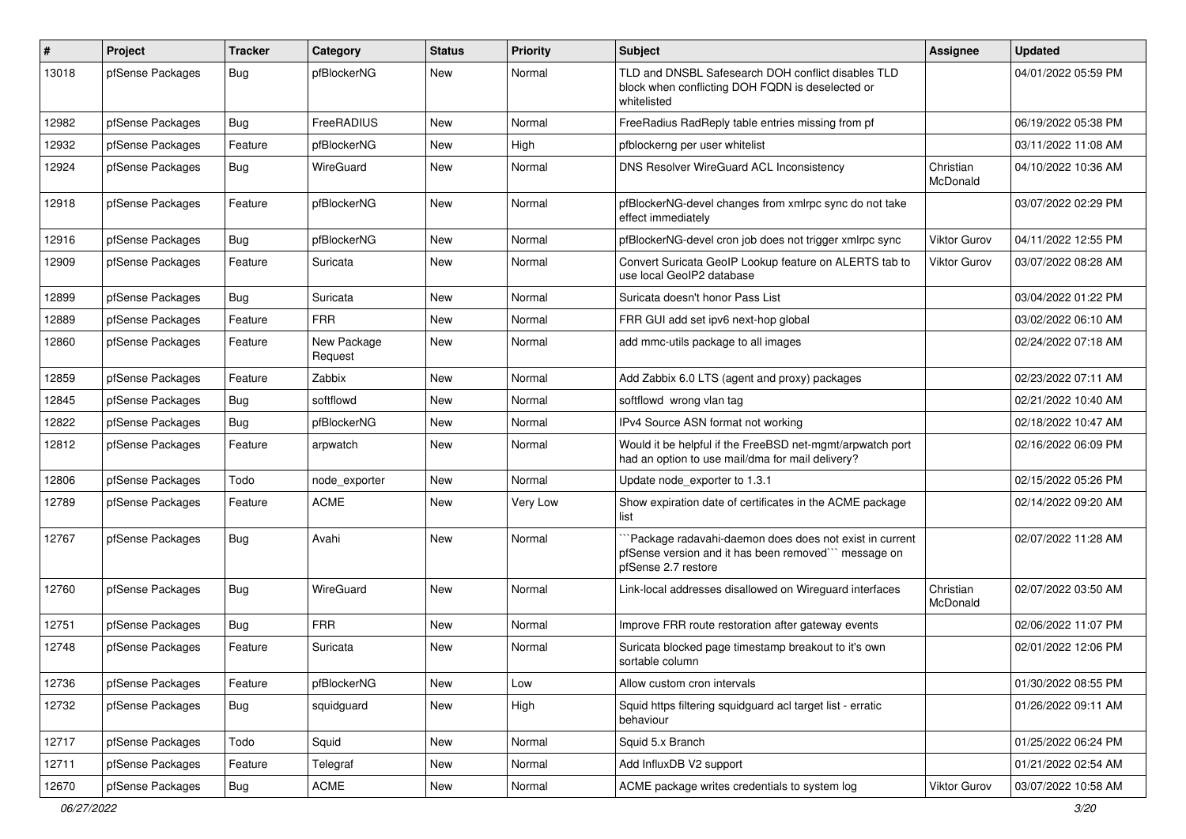| # | Project | Tracker | Category | Status | Priority | Subject | Assignee | Updated |
|---|---|---|---|---|---|---|---|---|
| 13018 | pfSense Packages | Bug | pfBlockerNG | New | Normal | TLD and DNSBL Safesearch DOH conflict disables TLD block when conflicting DOH FQDN is deselected or whitelisted | | 04/01/2022 05:59 PM |
| 12982 | pfSense Packages | Bug | FreeRADIUS | New | Normal | FreeRadius RadReply table entries missing from pf | | 06/19/2022 05:38 PM |
| 12932 | pfSense Packages | Feature | pfBlockerNG | New | High | pfblockerng per user whitelist | | 03/11/2022 11:08 AM |
| 12924 | pfSense Packages | Bug | WireGuard | New | Normal | DNS Resolver WireGuard ACL Inconsistency | Christian McDonald | 04/10/2022 10:36 AM |
| 12918 | pfSense Packages | Feature | pfBlockerNG | New | Normal | pfBlockerNG-devel changes from xmlrpc sync do not take effect immediately | | 03/07/2022 02:29 PM |
| 12916 | pfSense Packages | Bug | pfBlockerNG | New | Normal | pfBlockerNG-devel cron job does not trigger xmlrpc sync | Viktor Gurov | 04/11/2022 12:55 PM |
| 12909 | pfSense Packages | Feature | Suricata | New | Normal | Convert Suricata GeoIP Lookup feature on ALERTS tab to use local GeoIP2 database | Viktor Gurov | 03/07/2022 08:28 AM |
| 12899 | pfSense Packages | Bug | Suricata | New | Normal | Suricata doesn't honor Pass List | | 03/04/2022 01:22 PM |
| 12889 | pfSense Packages | Feature | FRR | New | Normal | FRR GUI add set ipv6 next-hop global | | 03/02/2022 06:10 AM |
| 12860 | pfSense Packages | Feature | New Package Request | New | Normal | add mmc-utils package to all images | | 02/24/2022 07:18 AM |
| 12859 | pfSense Packages | Feature | Zabbix | New | Normal | Add Zabbix 6.0 LTS (agent and proxy) packages | | 02/23/2022 07:11 AM |
| 12845 | pfSense Packages | Bug | softflowd | New | Normal | softflowd wrong vlan tag | | 02/21/2022 10:40 AM |
| 12822 | pfSense Packages | Bug | pfBlockerNG | New | Normal | IPv4 Source ASN format not working | | 02/18/2022 10:47 AM |
| 12812 | pfSense Packages | Feature | arpwatch | New | Normal | Would it be helpful if the FreeBSD net-mgmt/arpwatch port had an option to use mail/dma for mail delivery? | | 02/16/2022 06:09 PM |
| 12806 | pfSense Packages | Todo | node_exporter | New | Normal | Update node_exporter to 1.3.1 | | 02/15/2022 05:26 PM |
| 12789 | pfSense Packages | Feature | ACME | New | Very Low | Show expiration date of certificates in the ACME package list | | 02/14/2022 09:20 AM |
| 12767 | pfSense Packages | Bug | Avahi | New | Normal | ```Package radavahi-daemon does does not exist in current pfSense version and it has been removed``` message on pfSense 2.7 restore | | 02/07/2022 11:28 AM |
| 12760 | pfSense Packages | Bug | WireGuard | New | Normal | Link-local addresses disallowed on Wireguard interfaces | Christian McDonald | 02/07/2022 03:50 AM |
| 12751 | pfSense Packages | Bug | FRR | New | Normal | Improve FRR route restoration after gateway events | | 02/06/2022 11:07 PM |
| 12748 | pfSense Packages | Feature | Suricata | New | Normal | Suricata blocked page timestamp breakout to it's own sortable column | | 02/01/2022 12:06 PM |
| 12736 | pfSense Packages | Feature | pfBlockerNG | New | Low | Allow custom cron intervals | | 01/30/2022 08:55 PM |
| 12732 | pfSense Packages | Bug | squidguard | New | High | Squid https filtering squidguard acl target list - erratic behaviour | | 01/26/2022 09:11 AM |
| 12717 | pfSense Packages | Todo | Squid | New | Normal | Squid 5.x Branch | | 01/25/2022 06:24 PM |
| 12711 | pfSense Packages | Feature | Telegraf | New | Normal | Add InfluxDB V2 support | | 01/21/2022 02:54 AM |
| 12670 | pfSense Packages | Bug | ACME | New | Normal | ACME package writes credentials to system log | Viktor Gurov | 03/07/2022 10:58 AM |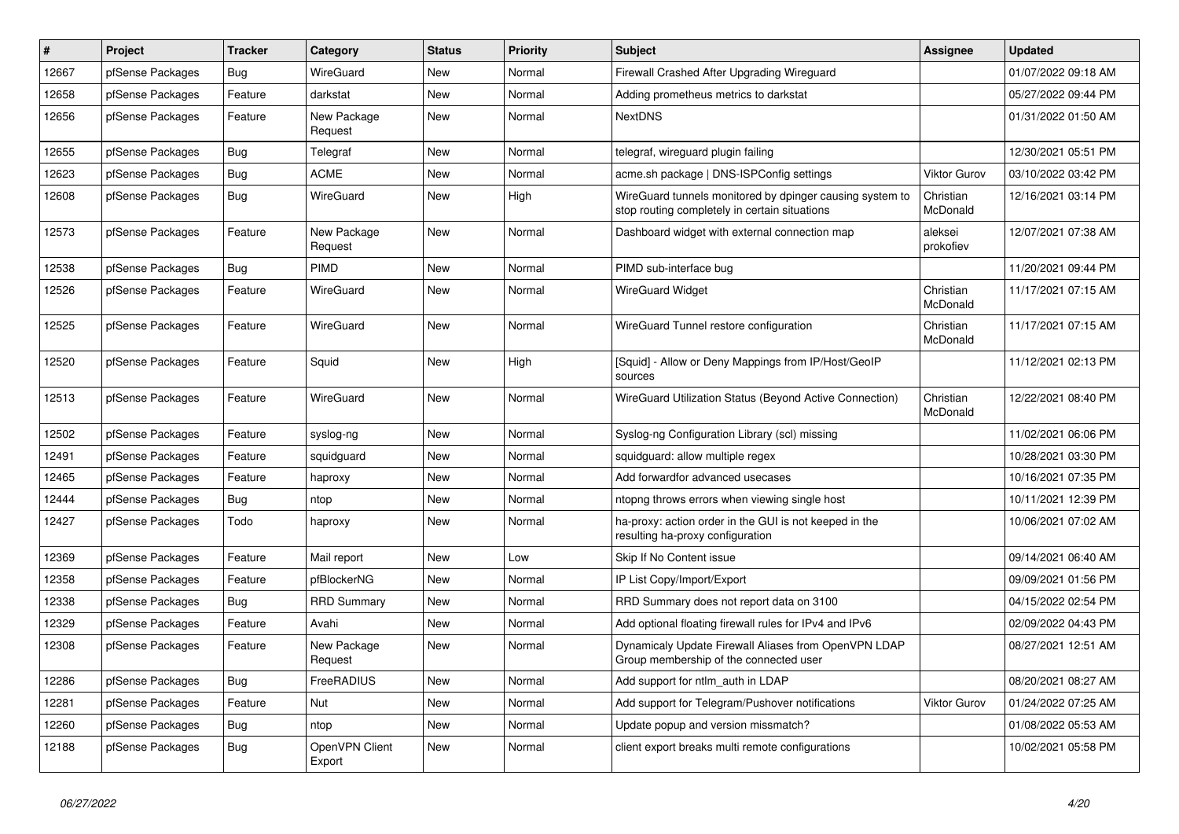| # | Project | Tracker | Category | Status | Priority | Subject | Assignee | Updated |
|---|---|---|---|---|---|---|---|---|
| 12667 | pfSense Packages | Bug | WireGuard | New | Normal | Firewall Crashed After Upgrading Wireguard | | 01/07/2022 09:18 AM |
| 12658 | pfSense Packages | Feature | darkstat | New | Normal | Adding prometheus metrics to darkstat | | 05/27/2022 09:44 PM |
| 12656 | pfSense Packages | Feature | New Package Request | New | Normal | NextDNS | | 01/31/2022 01:50 AM |
| 12655 | pfSense Packages | Bug | Telegraf | New | Normal | telegraf, wireguard plugin failing | | 12/30/2021 05:51 PM |
| 12623 | pfSense Packages | Bug | ACME | New | Normal | acme.sh package \| DNS-ISPConfig settings | Viktor Gurov | 03/10/2022 03:42 PM |
| 12608 | pfSense Packages | Bug | WireGuard | New | High | WireGuard tunnels monitored by dpinger causing system to stop routing completely in certain situations | Christian McDonald | 12/16/2021 03:14 PM |
| 12573 | pfSense Packages | Feature | New Package Request | New | Normal | Dashboard widget with external connection map | aleksei prokofiev | 12/07/2021 07:38 AM |
| 12538 | pfSense Packages | Bug | PIMD | New | Normal | PIMD sub-interface bug | | 11/20/2021 09:44 PM |
| 12526 | pfSense Packages | Feature | WireGuard | New | Normal | WireGuard Widget | Christian McDonald | 11/17/2021 07:15 AM |
| 12525 | pfSense Packages | Feature | WireGuard | New | Normal | WireGuard Tunnel restore configuration | Christian McDonald | 11/17/2021 07:15 AM |
| 12520 | pfSense Packages | Feature | Squid | New | High | [Squid] - Allow or Deny Mappings from IP/Host/GeoIP sources | | 11/12/2021 02:13 PM |
| 12513 | pfSense Packages | Feature | WireGuard | New | Normal | WireGuard Utilization Status (Beyond Active Connection) | Christian McDonald | 12/22/2021 08:40 PM |
| 12502 | pfSense Packages | Feature | syslog-ng | New | Normal | Syslog-ng Configuration Library (scl) missing | | 11/02/2021 06:06 PM |
| 12491 | pfSense Packages | Feature | squidguard | New | Normal | squidguard: allow multiple regex | | 10/28/2021 03:30 PM |
| 12465 | pfSense Packages | Feature | haproxy | New | Normal | Add forwardfor advanced usecases | | 10/16/2021 07:35 PM |
| 12444 | pfSense Packages | Bug | ntop | New | Normal | ntopng throws errors when viewing single host | | 10/11/2021 12:39 PM |
| 12427 | pfSense Packages | Todo | haproxy | New | Normal | ha-proxy: action order in the GUI is not keeped in the resulting ha-proxy configuration | | 10/06/2021 07:02 AM |
| 12369 | pfSense Packages | Feature | Mail report | New | Low | Skip If No Content issue | | 09/14/2021 06:40 AM |
| 12358 | pfSense Packages | Feature | pfBlockerNG | New | Normal | IP List Copy/Import/Export | | 09/09/2021 01:56 PM |
| 12338 | pfSense Packages | Bug | RRD Summary | New | Normal | RRD Summary does not report data on 3100 | | 04/15/2022 02:54 PM |
| 12329 | pfSense Packages | Feature | Avahi | New | Normal | Add optional floating firewall rules for IPv4 and IPv6 | | 02/09/2022 04:43 PM |
| 12308 | pfSense Packages | Feature | New Package Request | New | Normal | Dynamicaly Update Firewall Aliases from OpenVPN LDAP Group membership of the connected user | | 08/27/2021 12:51 AM |
| 12286 | pfSense Packages | Bug | FreeRADIUS | New | Normal | Add support for ntlm_auth in LDAP | | 08/20/2021 08:27 AM |
| 12281 | pfSense Packages | Feature | Nut | New | Normal | Add support for Telegram/Pushover notifications | Viktor Gurov | 01/24/2022 07:25 AM |
| 12260 | pfSense Packages | Bug | ntop | New | Normal | Update popup and version missmatch? | | 01/08/2022 05:53 AM |
| 12188 | pfSense Packages | Bug | OpenVPN Client Export | New | Normal | client export breaks multi remote configurations | | 10/02/2021 05:58 PM |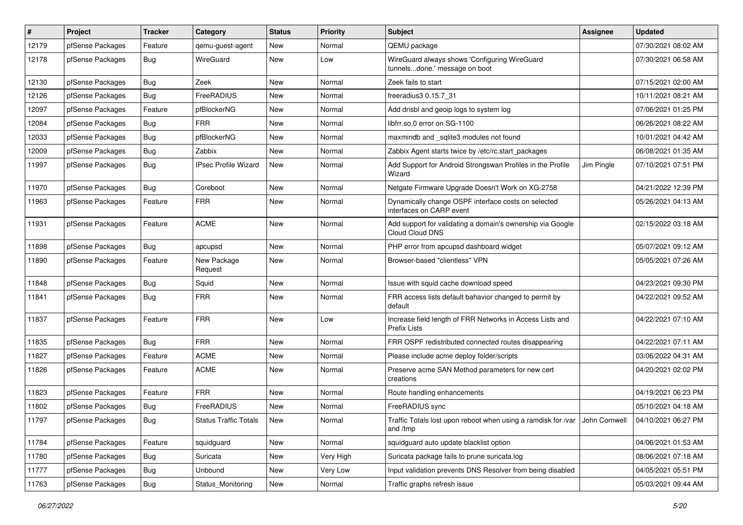| # | Project | Tracker | Category | Status | Priority | Subject | Assignee | Updated |
|---|---|---|---|---|---|---|---|---|
| 12179 | pfSense Packages | Feature | qemu-guest-agent | New | Normal | QEMU package | | 07/30/2021 08:02 AM |
| 12178 | pfSense Packages | Bug | WireGuard | New | Low | WireGuard always shows 'Configuring WireGuard tunnels...done.' message on boot | | 07/30/2021 06:58 AM |
| 12130 | pfSense Packages | Bug | Zeek | New | Normal | Zeek fails to start | | 07/15/2021 02:00 AM |
| 12126 | pfSense Packages | Bug | FreeRADIUS | New | Normal | freeradius3 0.15.7_31 | | 10/11/2021 08:21 AM |
| 12097 | pfSense Packages | Feature | pfBlockerNG | New | Normal | Add dnsbl and geoip logs to system log | | 07/06/2021 01:25 PM |
| 12084 | pfSense Packages | Bug | FRR | New | Normal | libfrr.so.0 error on SG-1100 | | 06/26/2021 08:22 AM |
| 12033 | pfSense Packages | Bug | pfBlockerNG | New | Normal | maxmindb and _sqlite3 modules not found | | 10/01/2021 04:42 AM |
| 12009 | pfSense Packages | Bug | Zabbix | New | Normal | Zabbix Agent starts twice by /etc/rc.start_packages | | 06/08/2021 01:35 AM |
| 11997 | pfSense Packages | Bug | IPsec Profile Wizard | New | Normal | Add Support for Android Strongswan Profiles in the Profile Wizard | Jim Pingle | 07/10/2021 07:51 PM |
| 11970 | pfSense Packages | Bug | Coreboot | New | Normal | Netgate Firmware Upgrade Doesn't Work on XG-2758 | | 04/21/2022 12:39 PM |
| 11963 | pfSense Packages | Feature | FRR | New | Normal | Dynamically change OSPF interface costs on selected interfaces on CARP event | | 05/26/2021 04:13 AM |
| 11931 | pfSense Packages | Feature | ACME | New | Normal | Add support for validating a domain's ownership via Google Cloud Cloud DNS | | 02/15/2022 03:18 AM |
| 11898 | pfSense Packages | Bug | apcupsd | New | Normal | PHP error from apcupsd dashboard widget | | 05/07/2021 09:12 AM |
| 11890 | pfSense Packages | Feature | New Package Request | New | Normal | Browser-based "clientless" VPN | | 05/05/2021 07:26 AM |
| 11848 | pfSense Packages | Bug | Squid | New | Normal | Issue with squid cache download speed | | 04/23/2021 09:30 PM |
| 11841 | pfSense Packages | Bug | FRR | New | Normal | FRR access lists default bahavior changed to permit by default | | 04/22/2021 09:52 AM |
| 11837 | pfSense Packages | Feature | FRR | New | Low | Increase field length of FRR Networks in Access Lists and Prefix Lists | | 04/22/2021 07:10 AM |
| 11835 | pfSense Packages | Bug | FRR | New | Normal | FRR OSPF redistributed connected routes disappearing | | 04/22/2021 07:11 AM |
| 11827 | pfSense Packages | Feature | ACME | New | Normal | Please include acme deploy folder/scripts | | 03/06/2022 04:31 AM |
| 11826 | pfSense Packages | Feature | ACME | New | Normal | Preserve acme SAN Method parameters for new cert creations | | 04/20/2021 02:02 PM |
| 11823 | pfSense Packages | Feature | FRR | New | Normal | Route handling enhancements | | 04/19/2021 06:23 PM |
| 11802 | pfSense Packages | Bug | FreeRADIUS | New | Normal | FreeRADIUS sync | | 05/10/2021 04:18 AM |
| 11797 | pfSense Packages | Bug | Status Traffic Totals | New | Normal | Traffic Totals lost upon reboot when using a ramdisk for /var and /tmp | John Cornwell | 04/10/2021 06:27 PM |
| 11784 | pfSense Packages | Feature | squidguard | New | Normal | squidguard auto update blacklist option | | 04/06/2021 01:53 AM |
| 11780 | pfSense Packages | Bug | Suricata | New | Very High | Suricata package fails to prune suricata.log | | 08/06/2021 07:18 AM |
| 11777 | pfSense Packages | Bug | Unbound | New | Very Low | Input validation prevents DNS Resolver from being disabled | | 04/05/2021 05:51 PM |
| 11763 | pfSense Packages | Bug | Status_Monitoring | New | Normal | Traffic graphs refresh issue | | 05/03/2021 09:44 AM |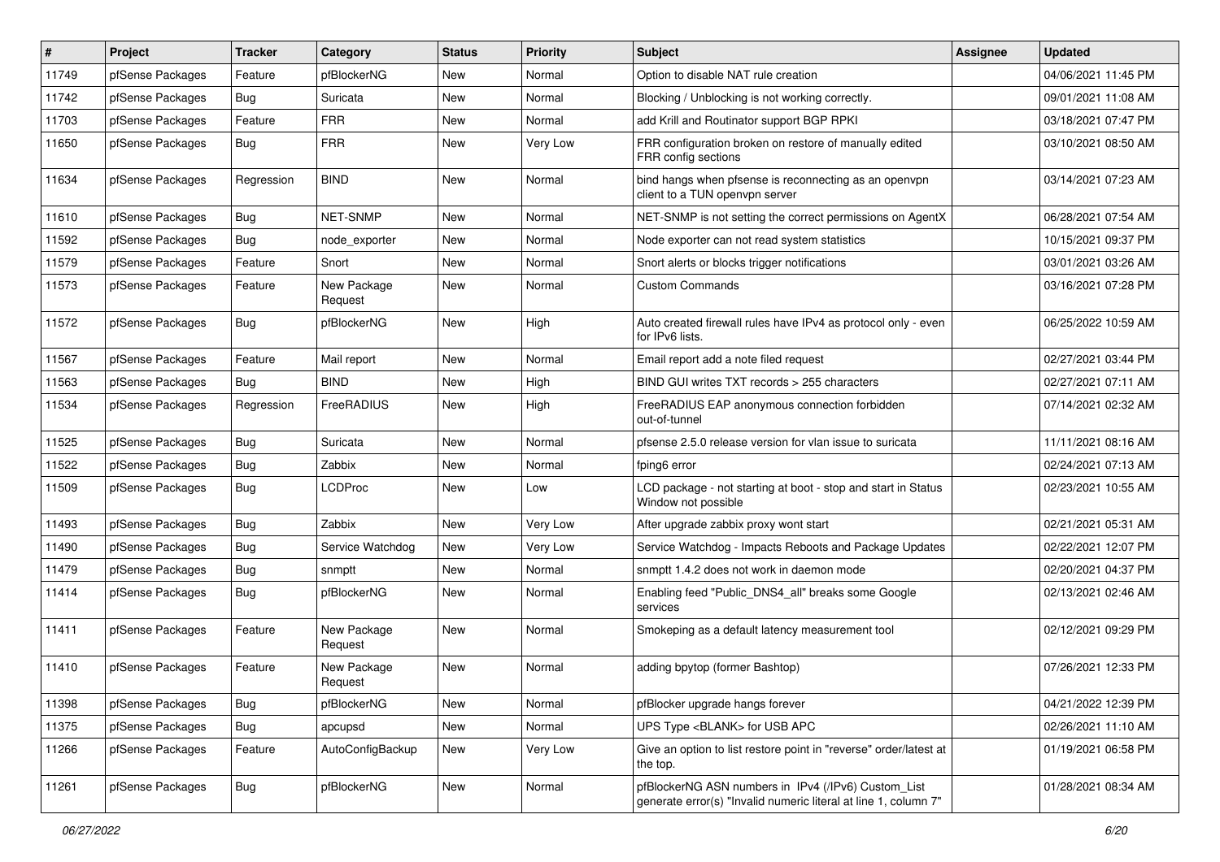| # | Project | Tracker | Category | Status | Priority | Subject | Assignee | Updated |
|---|---|---|---|---|---|---|---|---|
| 11749 | pfSense Packages | Feature | pfBlockerNG | New | Normal | Option to disable NAT rule creation | | 04/06/2021 11:45 PM |
| 11742 | pfSense Packages | Bug | Suricata | New | Normal | Blocking / Unblocking is not working correctly. | | 09/01/2021 11:08 AM |
| 11703 | pfSense Packages | Feature | FRR | New | Normal | add Krill and Routinator support BGP RPKI | | 03/18/2021 07:47 PM |
| 11650 | pfSense Packages | Bug | FRR | New | Very Low | FRR configuration broken on restore of manually edited FRR config sections | | 03/10/2021 08:50 AM |
| 11634 | pfSense Packages | Regression | BIND | New | Normal | bind hangs when pfsense is reconnecting as an openvpn client to a TUN openvpn server | | 03/14/2021 07:23 AM |
| 11610 | pfSense Packages | Bug | NET-SNMP | New | Normal | NET-SNMP is not setting the correct permissions on AgentX | | 06/28/2021 07:54 AM |
| 11592 | pfSense Packages | Bug | node_exporter | New | Normal | Node exporter can not read system statistics | | 10/15/2021 09:37 PM |
| 11579 | pfSense Packages | Feature | Snort | New | Normal | Snort alerts or blocks trigger notifications | | 03/01/2021 03:26 AM |
| 11573 | pfSense Packages | Feature | New Package Request | New | Normal | Custom Commands | | 03/16/2021 07:28 PM |
| 11572 | pfSense Packages | Bug | pfBlockerNG | New | High | Auto created firewall rules have IPv4 as protocol only - even for IPv6 lists. | | 06/25/2022 10:59 AM |
| 11567 | pfSense Packages | Feature | Mail report | New | Normal | Email report add a note filed request | | 02/27/2021 03:44 PM |
| 11563 | pfSense Packages | Bug | BIND | New | High | BIND GUI writes TXT records > 255 characters | | 02/27/2021 07:11 AM |
| 11534 | pfSense Packages | Regression | FreeRADIUS | New | High | FreeRADIUS EAP anonymous connection forbidden out-of-tunnel | | 07/14/2021 02:32 AM |
| 11525 | pfSense Packages | Bug | Suricata | New | Normal | pfsense 2.5.0 release version for vlan issue to suricata | | 11/11/2021 08:16 AM |
| 11522 | pfSense Packages | Bug | Zabbix | New | Normal | fping6 error | | 02/24/2021 07:13 AM |
| 11509 | pfSense Packages | Bug | LCDProc | New | Low | LCD package - not starting at boot - stop and start in Status Window not possible | | 02/23/2021 10:55 AM |
| 11493 | pfSense Packages | Bug | Zabbix | New | Very Low | After upgrade zabbix proxy wont start | | 02/21/2021 05:31 AM |
| 11490 | pfSense Packages | Bug | Service Watchdog | New | Very Low | Service Watchdog - Impacts Reboots and Package Updates | | 02/22/2021 12:07 PM |
| 11479 | pfSense Packages | Bug | snmptt | New | Normal | snmptt 1.4.2 does not work in daemon mode | | 02/20/2021 04:37 PM |
| 11414 | pfSense Packages | Bug | pfBlockerNG | New | Normal | Enabling feed "Public_DNS4_all" breaks some Google services | | 02/13/2021 02:46 AM |
| 11411 | pfSense Packages | Feature | New Package Request | New | Normal | Smokeping as a default latency measurement tool | | 02/12/2021 09:29 PM |
| 11410 | pfSense Packages | Feature | New Package Request | New | Normal | adding bpytop (former Bashtop) | | 07/26/2021 12:33 PM |
| 11398 | pfSense Packages | Bug | pfBlockerNG | New | Normal | pfBlocker upgrade hangs forever | | 04/21/2022 12:39 PM |
| 11375 | pfSense Packages | Bug | apcupsd | New | Normal | UPS Type <BLANK> for USB APC | | 02/26/2021 11:10 AM |
| 11266 | pfSense Packages | Feature | AutoConfigBackup | New | Very Low | Give an option to list restore point in "reverse" order/latest at the top. | | 01/19/2021 06:58 PM |
| 11261 | pfSense Packages | Bug | pfBlockerNG | New | Normal | pfBlockerNG ASN numbers in IPv4 (/IPv6) Custom_List generate error(s) "Invalid numeric literal at line 1, column 7" | | 01/28/2021 08:34 AM |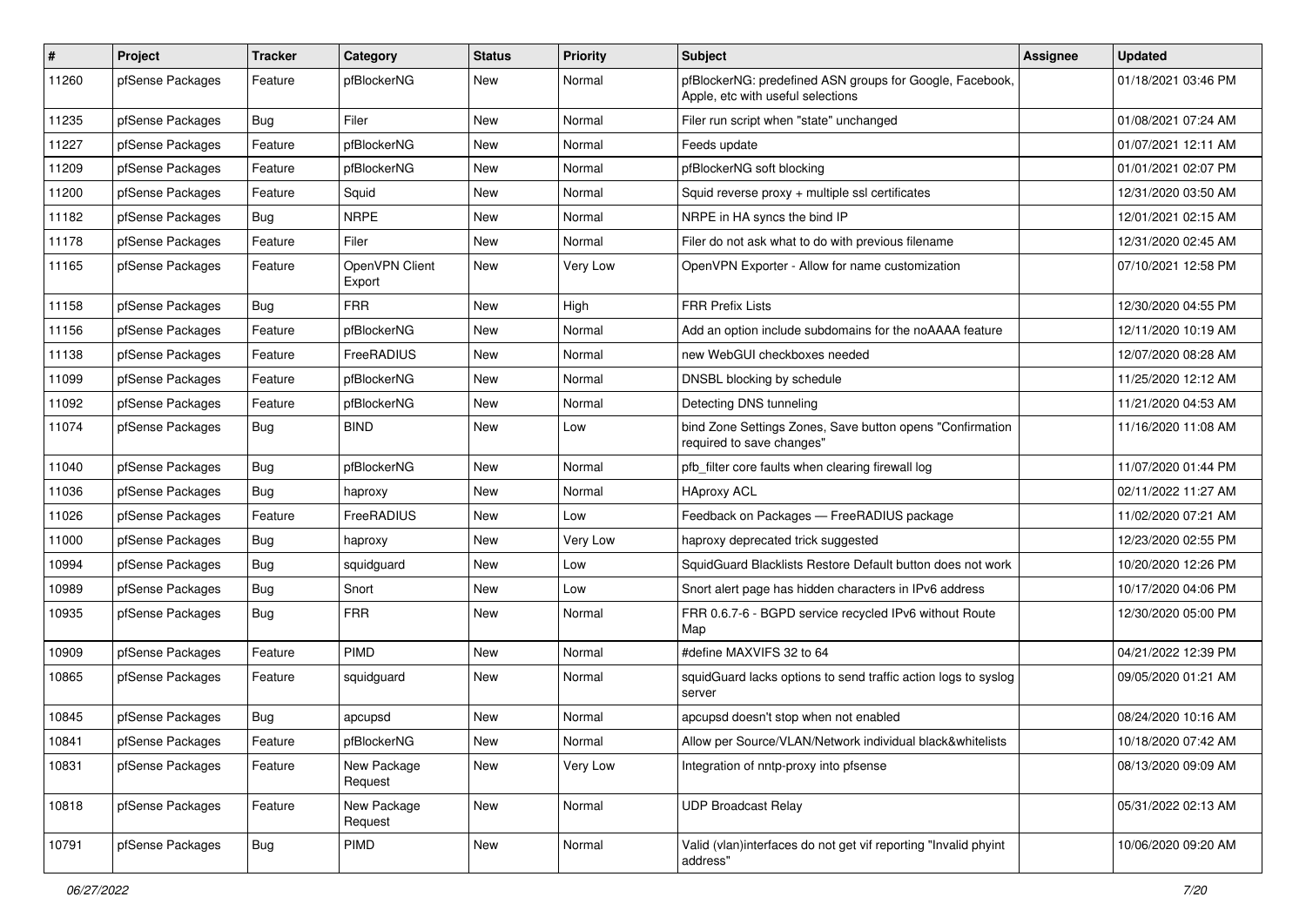| # | Project | Tracker | Category | Status | Priority | Subject | Assignee | Updated |
|---|---|---|---|---|---|---|---|---|
| 11260 | pfSense Packages | Feature | pfBlockerNG | New | Normal | pfBlockerNG: predefined ASN groups for Google, Facebook, Apple, etc with useful selections | | 01/18/2021 03:46 PM |
| 11235 | pfSense Packages | Bug | Filer | New | Normal | Filer run script when "state" unchanged | | 01/08/2021 07:24 AM |
| 11227 | pfSense Packages | Feature | pfBlockerNG | New | Normal | Feeds update | | 01/07/2021 12:11 AM |
| 11209 | pfSense Packages | Feature | pfBlockerNG | New | Normal | pfBlockerNG soft blocking | | 01/01/2021 02:07 PM |
| 11200 | pfSense Packages | Feature | Squid | New | Normal | Squid reverse proxy + multiple ssl certificates | | 12/31/2020 03:50 AM |
| 11182 | pfSense Packages | Bug | NRPE | New | Normal | NRPE in HA syncs the bind IP | | 12/01/2021 02:15 AM |
| 11178 | pfSense Packages | Feature | Filer | New | Normal | Filer do not ask what to do with previous filename | | 12/31/2020 02:45 AM |
| 11165 | pfSense Packages | Feature | OpenVPN Client Export | New | Very Low | OpenVPN Exporter - Allow for name customization | | 07/10/2021 12:58 PM |
| 11158 | pfSense Packages | Bug | FRR | New | High | FRR Prefix Lists | | 12/30/2020 04:55 PM |
| 11156 | pfSense Packages | Feature | pfBlockerNG | New | Normal | Add an option include subdomains for the noAAAA feature | | 12/11/2020 10:19 AM |
| 11138 | pfSense Packages | Feature | FreeRADIUS | New | Normal | new WebGUI checkboxes needed | | 12/07/2020 08:28 AM |
| 11099 | pfSense Packages | Feature | pfBlockerNG | New | Normal | DNSBL blocking by schedule | | 11/25/2020 12:12 AM |
| 11092 | pfSense Packages | Feature | pfBlockerNG | New | Normal | Detecting DNS tunneling | | 11/21/2020 04:53 AM |
| 11074 | pfSense Packages | Bug | BIND | New | Low | bind Zone Settings Zones, Save button opens "Confirmation required to save changes" | | 11/16/2020 11:08 AM |
| 11040 | pfSense Packages | Bug | pfBlockerNG | New | Normal | pfb_filter core faults when clearing firewall log | | 11/07/2020 01:44 PM |
| 11036 | pfSense Packages | Bug | haproxy | New | Normal | HAproxy ACL | | 02/11/2022 11:27 AM |
| 11026 | pfSense Packages | Feature | FreeRADIUS | New | Low | Feedback on Packages — FreeRADIUS package | | 11/02/2020 07:21 AM |
| 11000 | pfSense Packages | Bug | haproxy | New | Very Low | haproxy deprecated trick suggested | | 12/23/2020 02:55 PM |
| 10994 | pfSense Packages | Bug | squidguard | New | Low | SquidGuard Blacklists Restore Default button does not work | | 10/20/2020 12:26 PM |
| 10989 | pfSense Packages | Bug | Snort | New | Low | Snort alert page has hidden characters in IPv6 address | | 10/17/2020 04:06 PM |
| 10935 | pfSense Packages | Bug | FRR | New | Normal | FRR 0.6.7-6 - BGPD service recycled IPv6 without Route Map | | 12/30/2020 05:00 PM |
| 10909 | pfSense Packages | Feature | PIMD | New | Normal | #define MAXVIFS 32 to 64 | | 04/21/2022 12:39 PM |
| 10865 | pfSense Packages | Feature | squidguard | New | Normal | squidGuard lacks options to send traffic action logs to syslog server | | 09/05/2020 01:21 AM |
| 10845 | pfSense Packages | Bug | apcupsd | New | Normal | apcupsd doesn't stop when not enabled | | 08/24/2020 10:16 AM |
| 10841 | pfSense Packages | Feature | pfBlockerNG | New | Normal | Allow per Source/VLAN/Network individual black&whitelists | | 10/18/2020 07:42 AM |
| 10831 | pfSense Packages | Feature | New Package Request | New | Very Low | Integration of nntp-proxy into pfsense | | 08/13/2020 09:09 AM |
| 10818 | pfSense Packages | Feature | New Package Request | New | Normal | UDP Broadcast Relay | | 05/31/2022 02:13 AM |
| 10791 | pfSense Packages | Bug | PIMD | New | Normal | Valid (vlan)interfaces do not get vif reporting "Invalid phyint address" | | 10/06/2020 09:20 AM |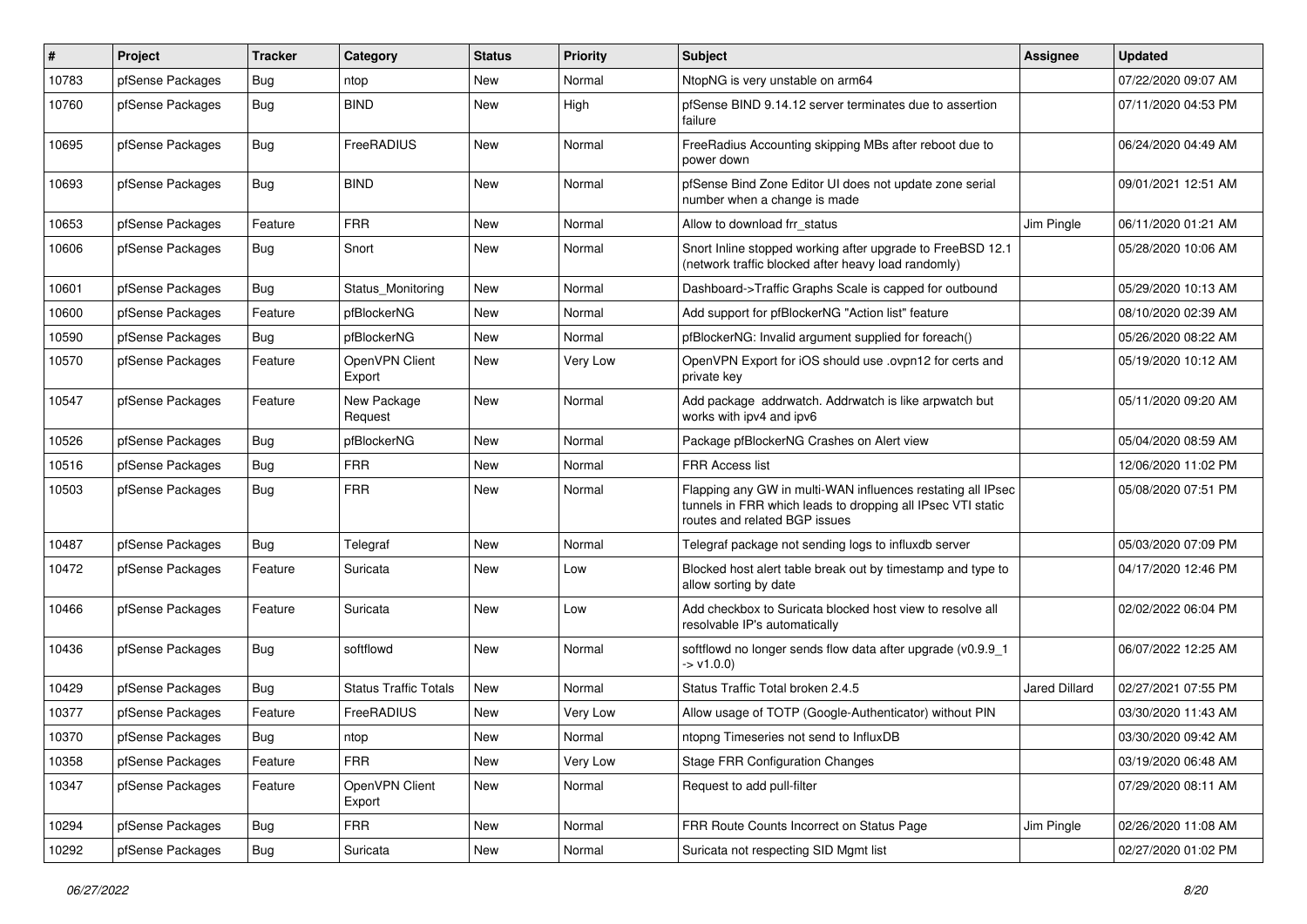| # | Project | Tracker | Category | Status | Priority | Subject | Assignee | Updated |
|---|---|---|---|---|---|---|---|---|
| 10783 | pfSense Packages | Bug | ntop | New | Normal | NtopNG is very unstable on arm64 | | 07/22/2020 09:07 AM |
| 10760 | pfSense Packages | Bug | BIND | New | High | pfSense BIND 9.14.12 server terminates due to assertion failure | | 07/11/2020 04:53 PM |
| 10695 | pfSense Packages | Bug | FreeRADIUS | New | Normal | FreeRadius Accounting skipping MBs after reboot due to power down | | 06/24/2020 04:49 AM |
| 10693 | pfSense Packages | Bug | BIND | New | Normal | pfSense Bind Zone Editor UI does not update zone serial number when a change is made | | 09/01/2021 12:51 AM |
| 10653 | pfSense Packages | Feature | FRR | New | Normal | Allow to download frr_status | Jim Pingle | 06/11/2020 01:21 AM |
| 10606 | pfSense Packages | Bug | Snort | New | Normal | Snort Inline stopped working after upgrade to FreeBSD 12.1 (network traffic blocked after heavy load randomly) | | 05/28/2020 10:06 AM |
| 10601 | pfSense Packages | Bug | Status_Monitoring | New | Normal | Dashboard->Traffic Graphs Scale is capped for outbound | | 05/29/2020 10:13 AM |
| 10600 | pfSense Packages | Feature | pfBlockerNG | New | Normal | Add support for pfBlockerNG "Action list" feature | | 08/10/2020 02:39 AM |
| 10590 | pfSense Packages | Bug | pfBlockerNG | New | Normal | pfBlockerNG: Invalid argument supplied for foreach() | | 05/26/2020 08:22 AM |
| 10570 | pfSense Packages | Feature | OpenVPN Client Export | New | Very Low | OpenVPN Export for iOS should use .ovpn12 for certs and private key | | 05/19/2020 10:12 AM |
| 10547 | pfSense Packages | Feature | New Package Request | New | Normal | Add package addrwatch. Addrwatch is like arpwatch but works with ipv4 and ipv6 | | 05/11/2020 09:20 AM |
| 10526 | pfSense Packages | Bug | pfBlockerNG | New | Normal | Package pfBlockerNG Crashes on Alert view | | 05/04/2020 08:59 AM |
| 10516 | pfSense Packages | Bug | FRR | New | Normal | FRR Access list | | 12/06/2020 11:02 PM |
| 10503 | pfSense Packages | Bug | FRR | New | Normal | Flapping any GW in multi-WAN influences restating all IPsec tunnels in FRR which leads to dropping all IPsec VTI static routes and related BGP issues | | 05/08/2020 07:51 PM |
| 10487 | pfSense Packages | Bug | Telegraf | New | Normal | Telegraf package not sending logs to influxdb server | | 05/03/2020 07:09 PM |
| 10472 | pfSense Packages | Feature | Suricata | New | Low | Blocked host alert table break out by timestamp and type to allow sorting by date | | 04/17/2020 12:46 PM |
| 10466 | pfSense Packages | Feature | Suricata | New | Low | Add checkbox to Suricata blocked host view to resolve all resolvable IP's automatically | | 02/02/2022 06:04 PM |
| 10436 | pfSense Packages | Bug | softflowd | New | Normal | softflowd no longer sends flow data after upgrade (v0.9.9_1 -> v1.0.0) | | 06/07/2022 12:25 AM |
| 10429 | pfSense Packages | Bug | Status Traffic Totals | New | Normal | Status Traffic Total broken 2.4.5 | Jared Dillard | 02/27/2021 07:55 PM |
| 10377 | pfSense Packages | Feature | FreeRADIUS | New | Very Low | Allow usage of TOTP (Google-Authenticator) without PIN | | 03/30/2020 11:43 AM |
| 10370 | pfSense Packages | Bug | ntop | New | Normal | ntopng Timeseries not send to InfluxDB | | 03/30/2020 09:42 AM |
| 10358 | pfSense Packages | Feature | FRR | New | Very Low | Stage FRR Configuration Changes | | 03/19/2020 06:48 AM |
| 10347 | pfSense Packages | Feature | OpenVPN Client Export | New | Normal | Request to add pull-filter | | 07/29/2020 08:11 AM |
| 10294 | pfSense Packages | Bug | FRR | New | Normal | FRR Route Counts Incorrect on Status Page | Jim Pingle | 02/26/2020 11:08 AM |
| 10292 | pfSense Packages | Bug | Suricata | New | Normal | Suricata not respecting SID Mgmt list | | 02/27/2020 01:02 PM |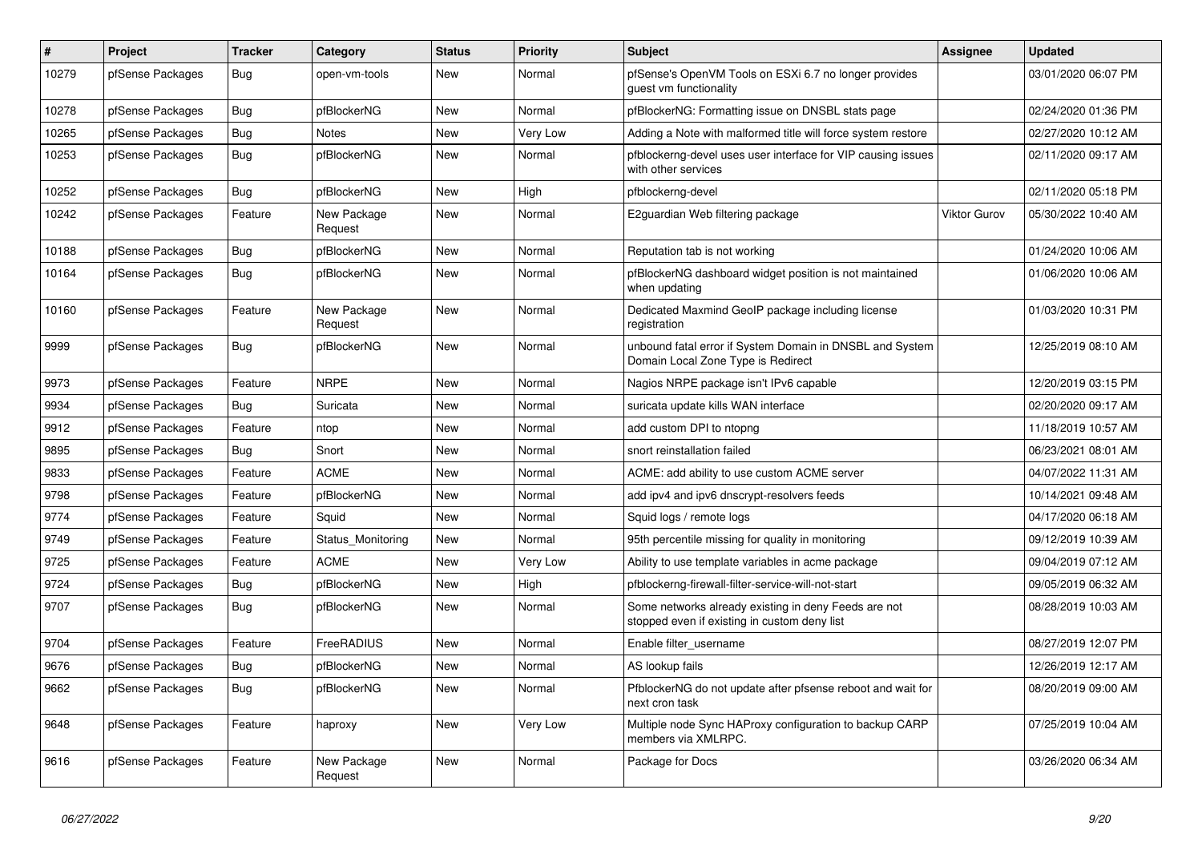| # | Project | Tracker | Category | Status | Priority | Subject | Assignee | Updated |
| --- | --- | --- | --- | --- | --- | --- | --- | --- |
| 10279 | pfSense Packages | Bug | open-vm-tools | New | Normal | pfSense's OpenVM Tools on ESXi 6.7 no longer provides guest vm functionality | | 03/01/2020 06:07 PM |
| 10278 | pfSense Packages | Bug | pfBlockerNG | New | Normal | pfBlockerNG: Formatting issue on DNSBL stats page | | 02/24/2020 01:36 PM |
| 10265 | pfSense Packages | Bug | Notes | New | Very Low | Adding a Note with malformed title will force system restore | | 02/27/2020 10:12 AM |
| 10253 | pfSense Packages | Bug | pfBlockerNG | New | Normal | pfblockerng-devel uses user interface for VIP causing issues with other services | | 02/11/2020 09:17 AM |
| 10252 | pfSense Packages | Bug | pfBlockerNG | New | High | pfblockerng-devel | | 02/11/2020 05:18 PM |
| 10242 | pfSense Packages | Feature | New Package Request | New | Normal | E2guardian Web filtering package | Viktor Gurov | 05/30/2022 10:40 AM |
| 10188 | pfSense Packages | Bug | pfBlockerNG | New | Normal | Reputation tab is not working | | 01/24/2020 10:06 AM |
| 10164 | pfSense Packages | Bug | pfBlockerNG | New | Normal | pfBlockerNG dashboard widget position is not maintained when updating | | 01/06/2020 10:06 AM |
| 10160 | pfSense Packages | Feature | New Package Request | New | Normal | Dedicated Maxmind GeoIP package including license registration | | 01/03/2020 10:31 PM |
| 9999 | pfSense Packages | Bug | pfBlockerNG | New | Normal | unbound fatal error if System Domain in DNSBL and System Domain Local Zone Type is Redirect | | 12/25/2019 08:10 AM |
| 9973 | pfSense Packages | Feature | NRPE | New | Normal | Nagios NRPE package isn't IPv6 capable | | 12/20/2019 03:15 PM |
| 9934 | pfSense Packages | Bug | Suricata | New | Normal | suricata update kills WAN interface | | 02/20/2020 09:17 AM |
| 9912 | pfSense Packages | Feature | ntop | New | Normal | add custom DPI to ntopng | | 11/18/2019 10:57 AM |
| 9895 | pfSense Packages | Bug | Snort | New | Normal | snort reinstallation failed | | 06/23/2021 08:01 AM |
| 9833 | pfSense Packages | Feature | ACME | New | Normal | ACME: add ability to use custom ACME server | | 04/07/2022 11:31 AM |
| 9798 | pfSense Packages | Feature | pfBlockerNG | New | Normal | add ipv4 and ipv6 dnscrypt-resolvers feeds | | 10/14/2021 09:48 AM |
| 9774 | pfSense Packages | Feature | Squid | New | Normal | Squid logs / remote logs | | 04/17/2020 06:18 AM |
| 9749 | pfSense Packages | Feature | Status_Monitoring | New | Normal | 95th percentile missing for quality in monitoring | | 09/12/2019 10:39 AM |
| 9725 | pfSense Packages | Feature | ACME | New | Very Low | Ability to use template variables in acme package | | 09/04/2019 07:12 AM |
| 9724 | pfSense Packages | Bug | pfBlockerNG | New | High | pfblockerng-firewall-filter-service-will-not-start | | 09/05/2019 06:32 AM |
| 9707 | pfSense Packages | Bug | pfBlockerNG | New | Normal | Some networks already existing in deny Feeds are not stopped even if existing in custom deny list | | 08/28/2019 10:03 AM |
| 9704 | pfSense Packages | Feature | FreeRADIUS | New | Normal | Enable filter_username | | 08/27/2019 12:07 PM |
| 9676 | pfSense Packages | Bug | pfBlockerNG | New | Normal | AS lookup fails | | 12/26/2019 12:17 AM |
| 9662 | pfSense Packages | Bug | pfBlockerNG | New | Normal | PfblockerNG do not update after pfsense reboot and wait for next cron task | | 08/20/2019 09:00 AM |
| 9648 | pfSense Packages | Feature | haproxy | New | Very Low | Multiple node Sync HAProxy configuration to backup CARP members via XMLRPC. | | 07/25/2019 10:04 AM |
| 9616 | pfSense Packages | Feature | New Package Request | New | Normal | Package for Docs | | 03/26/2020 06:34 AM |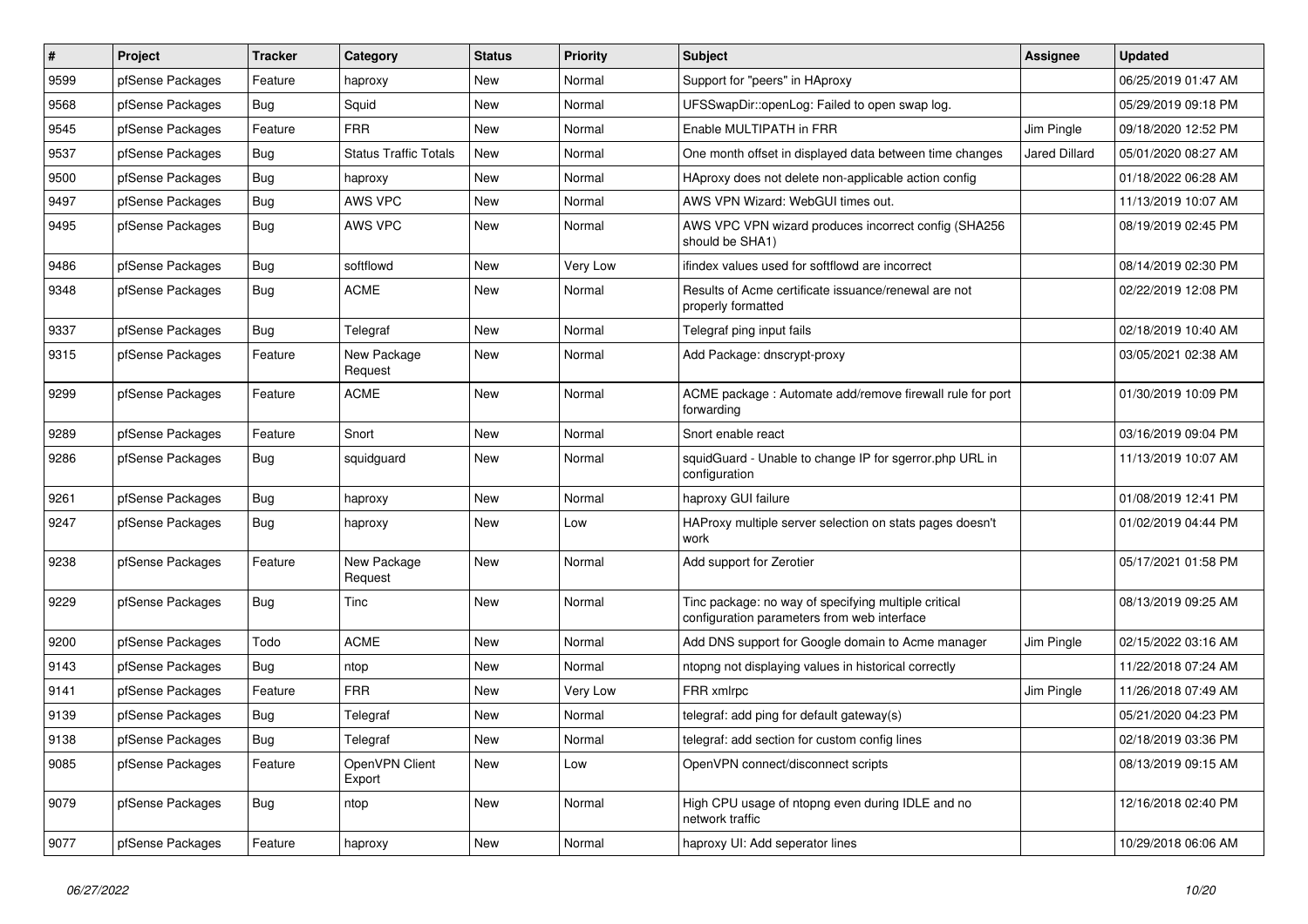| # | Project | Tracker | Category | Status | Priority | Subject | Assignee | Updated |
|---|---|---|---|---|---|---|---|---|
| 9599 | pfSense Packages | Feature | haproxy | New | Normal | Support for "peers" in HAproxy | | 06/25/2019 01:47 AM |
| 9568 | pfSense Packages | Bug | Squid | New | Normal | UFSSwapDir::openLog: Failed to open swap log. | | 05/29/2019 09:18 PM |
| 9545 | pfSense Packages | Feature | FRR | New | Normal | Enable MULTIPATH in FRR | Jim Pingle | 09/18/2020 12:52 PM |
| 9537 | pfSense Packages | Bug | Status Traffic Totals | New | Normal | One month offset in displayed data between time changes | Jared Dillard | 05/01/2020 08:27 AM |
| 9500 | pfSense Packages | Bug | haproxy | New | Normal | HAproxy does not delete non-applicable action config | | 01/18/2022 06:28 AM |
| 9497 | pfSense Packages | Bug | AWS VPC | New | Normal | AWS VPN Wizard: WebGUI times out. | | 11/13/2019 10:07 AM |
| 9495 | pfSense Packages | Bug | AWS VPC | New | Normal | AWS VPC VPN wizard produces incorrect config (SHA256 should be SHA1) | | 08/19/2019 02:45 PM |
| 9486 | pfSense Packages | Bug | softflowd | New | Very Low | ifindex values used for softflowd are incorrect | | 08/14/2019 02:30 PM |
| 9348 | pfSense Packages | Bug | ACME | New | Normal | Results of Acme certificate issuance/renewal are not properly formatted | | 02/22/2019 12:08 PM |
| 9337 | pfSense Packages | Bug | Telegraf | New | Normal | Telegraf ping input fails | | 02/18/2019 10:40 AM |
| 9315 | pfSense Packages | Feature | New Package Request | New | Normal | Add Package: dnscrypt-proxy | | 03/05/2021 02:38 AM |
| 9299 | pfSense Packages | Feature | ACME | New | Normal | ACME package : Automate add/remove firewall rule for port forwarding | | 01/30/2019 10:09 PM |
| 9289 | pfSense Packages | Feature | Snort | New | Normal | Snort enable react | | 03/16/2019 09:04 PM |
| 9286 | pfSense Packages | Bug | squidguard | New | Normal | squidGuard - Unable to change IP for sgerror.php URL in configuration | | 11/13/2019 10:07 AM |
| 9261 | pfSense Packages | Bug | haproxy | New | Normal | haproxy GUI failure | | 01/08/2019 12:41 PM |
| 9247 | pfSense Packages | Bug | haproxy | New | Low | HAProxy multiple server selection on stats pages doesn't work | | 01/02/2019 04:44 PM |
| 9238 | pfSense Packages | Feature | New Package Request | New | Normal | Add support for Zerotier | | 05/17/2021 01:58 PM |
| 9229 | pfSense Packages | Bug | Tinc | New | Normal | Tinc package: no way of specifying multiple critical configuration parameters from web interface | | 08/13/2019 09:25 AM |
| 9200 | pfSense Packages | Todo | ACME | New | Normal | Add DNS support for Google domain to Acme manager | Jim Pingle | 02/15/2022 03:16 AM |
| 9143 | pfSense Packages | Bug | ntop | New | Normal | ntopng not displaying values in historical correctly | | 11/22/2018 07:24 AM |
| 9141 | pfSense Packages | Feature | FRR | New | Very Low | FRR xmlrpc | Jim Pingle | 11/26/2018 07:49 AM |
| 9139 | pfSense Packages | Bug | Telegraf | New | Normal | telegraf: add ping for default gateway(s) | | 05/21/2020 04:23 PM |
| 9138 | pfSense Packages | Bug | Telegraf | New | Normal | telegraf: add section for custom config lines | | 02/18/2019 03:36 PM |
| 9085 | pfSense Packages | Feature | OpenVPN Client Export | New | Low | OpenVPN connect/disconnect scripts | | 08/13/2019 09:15 AM |
| 9079 | pfSense Packages | Bug | ntop | New | Normal | High CPU usage of ntopng even during IDLE and no network traffic | | 12/16/2018 02:40 PM |
| 9077 | pfSense Packages | Feature | haproxy | New | Normal | haproxy UI: Add seperator lines | | 10/29/2018 06:06 AM |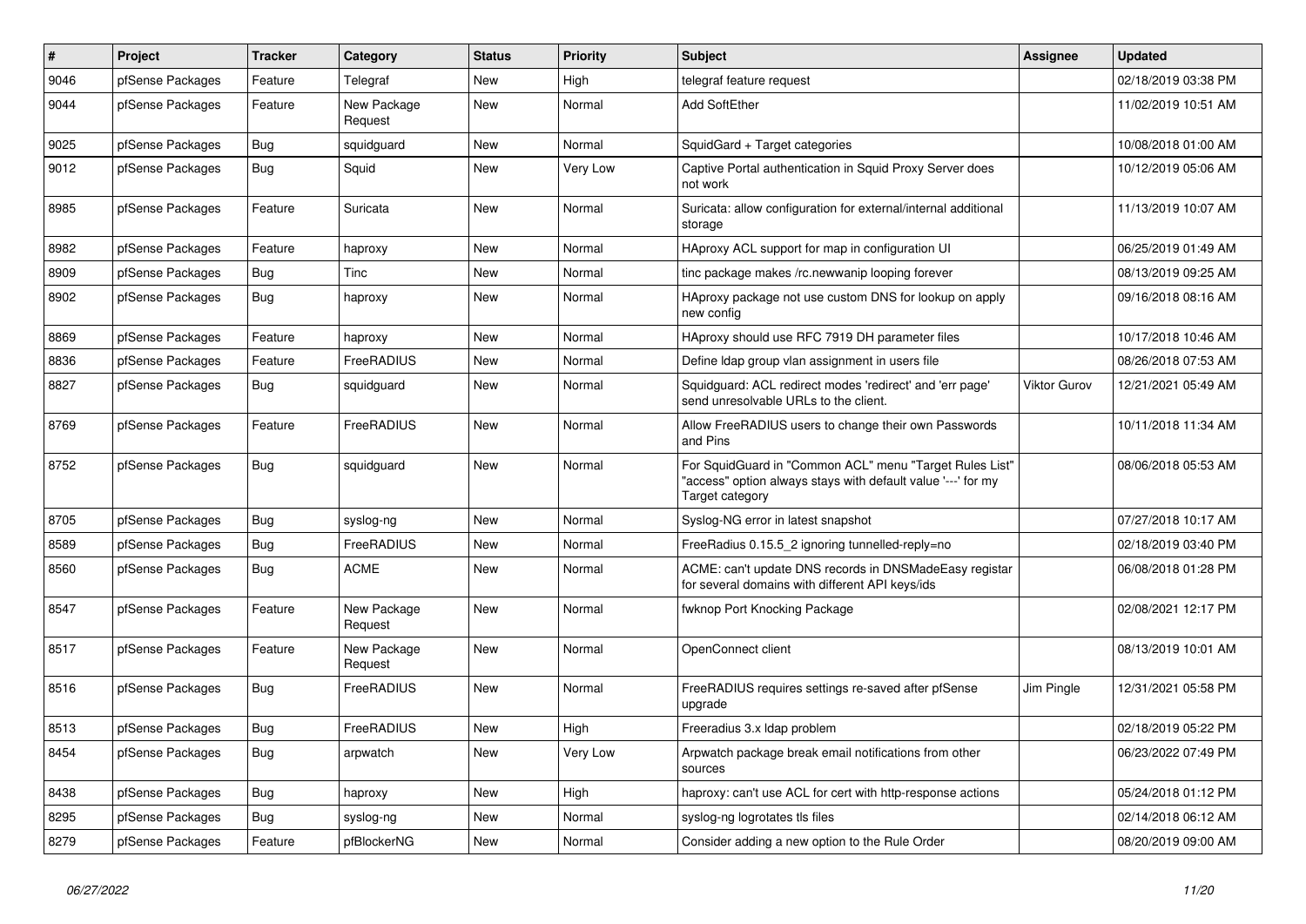| # | Project | Tracker | Category | Status | Priority | Subject | Assignee | Updated |
|---|---|---|---|---|---|---|---|---|
| 9046 | pfSense Packages | Feature | Telegraf | New | High | telegraf feature request | | 02/18/2019 03:38 PM |
| 9044 | pfSense Packages | Feature | New Package Request | New | Normal | Add SoftEther | | 11/02/2019 10:51 AM |
| 9025 | pfSense Packages | Bug | squidguard | New | Normal | SquidGard + Target categories | | 10/08/2018 01:00 AM |
| 9012 | pfSense Packages | Bug | Squid | New | Very Low | Captive Portal authentication in Squid Proxy Server does not work | | 10/12/2019 05:06 AM |
| 8985 | pfSense Packages | Feature | Suricata | New | Normal | Suricata: allow configuration for external/internal additional storage | | 11/13/2019 10:07 AM |
| 8982 | pfSense Packages | Feature | haproxy | New | Normal | HAproxy ACL support for map in configuration UI | | 06/25/2019 01:49 AM |
| 8909 | pfSense Packages | Bug | Tinc | New | Normal | tinc package makes /rc.newwanip looping forever | | 08/13/2019 09:25 AM |
| 8902 | pfSense Packages | Bug | haproxy | New | Normal | HAproxy package not use custom DNS for lookup on apply new config | | 09/16/2018 08:16 AM |
| 8869 | pfSense Packages | Feature | haproxy | New | Normal | HAproxy should use RFC 7919 DH parameter files | | 10/17/2018 10:46 AM |
| 8836 | pfSense Packages | Feature | FreeRADIUS | New | Normal | Define ldap group vlan assignment in users file | | 08/26/2018 07:53 AM |
| 8827 | pfSense Packages | Bug | squidguard | New | Normal | Squidguard: ACL redirect modes 'redirect' and 'err page' send unresolvable URLs to the client. | Viktor Gurov | 12/21/2021 05:49 AM |
| 8769 | pfSense Packages | Feature | FreeRADIUS | New | Normal | Allow FreeRADIUS users to change their own Passwords and Pins | | 10/11/2018 11:34 AM |
| 8752 | pfSense Packages | Bug | squidguard | New | Normal | For SquidGuard in "Common ACL" menu "Target Rules List" "access" option always stays with default value '---' for my Target category | | 08/06/2018 05:53 AM |
| 8705 | pfSense Packages | Bug | syslog-ng | New | Normal | Syslog-NG error in latest snapshot | | 07/27/2018 10:17 AM |
| 8589 | pfSense Packages | Bug | FreeRADIUS | New | Normal | FreeRadius 0.15.5_2 ignoring tunnelled-reply=no | | 02/18/2019 03:40 PM |
| 8560 | pfSense Packages | Bug | ACME | New | Normal | ACME: can't update DNS records in DNSMadeEasy registar for several domains with different API keys/ids | | 06/08/2018 01:28 PM |
| 8547 | pfSense Packages | Feature | New Package Request | New | Normal | fwknop Port Knocking Package | | 02/08/2021 12:17 PM |
| 8517 | pfSense Packages | Feature | New Package Request | New | Normal | OpenConnect client | | 08/13/2019 10:01 AM |
| 8516 | pfSense Packages | Bug | FreeRADIUS | New | Normal | FreeRADIUS requires settings re-saved after pfSense upgrade | Jim Pingle | 12/31/2021 05:58 PM |
| 8513 | pfSense Packages | Bug | FreeRADIUS | New | High | Freeradius 3.x ldap problem | | 02/18/2019 05:22 PM |
| 8454 | pfSense Packages | Bug | arpwatch | New | Very Low | Arpwatch package break email notifications from other sources | | 06/23/2022 07:49 PM |
| 8438 | pfSense Packages | Bug | haproxy | New | High | haproxy: can't use ACL for cert with http-response actions | | 05/24/2018 01:12 PM |
| 8295 | pfSense Packages | Bug | syslog-ng | New | Normal | syslog-ng logrotates tls files | | 02/14/2018 06:12 AM |
| 8279 | pfSense Packages | Feature | pfBlockerNG | New | Normal | Consider adding a new option to the Rule Order | | 08/20/2019 09:00 AM |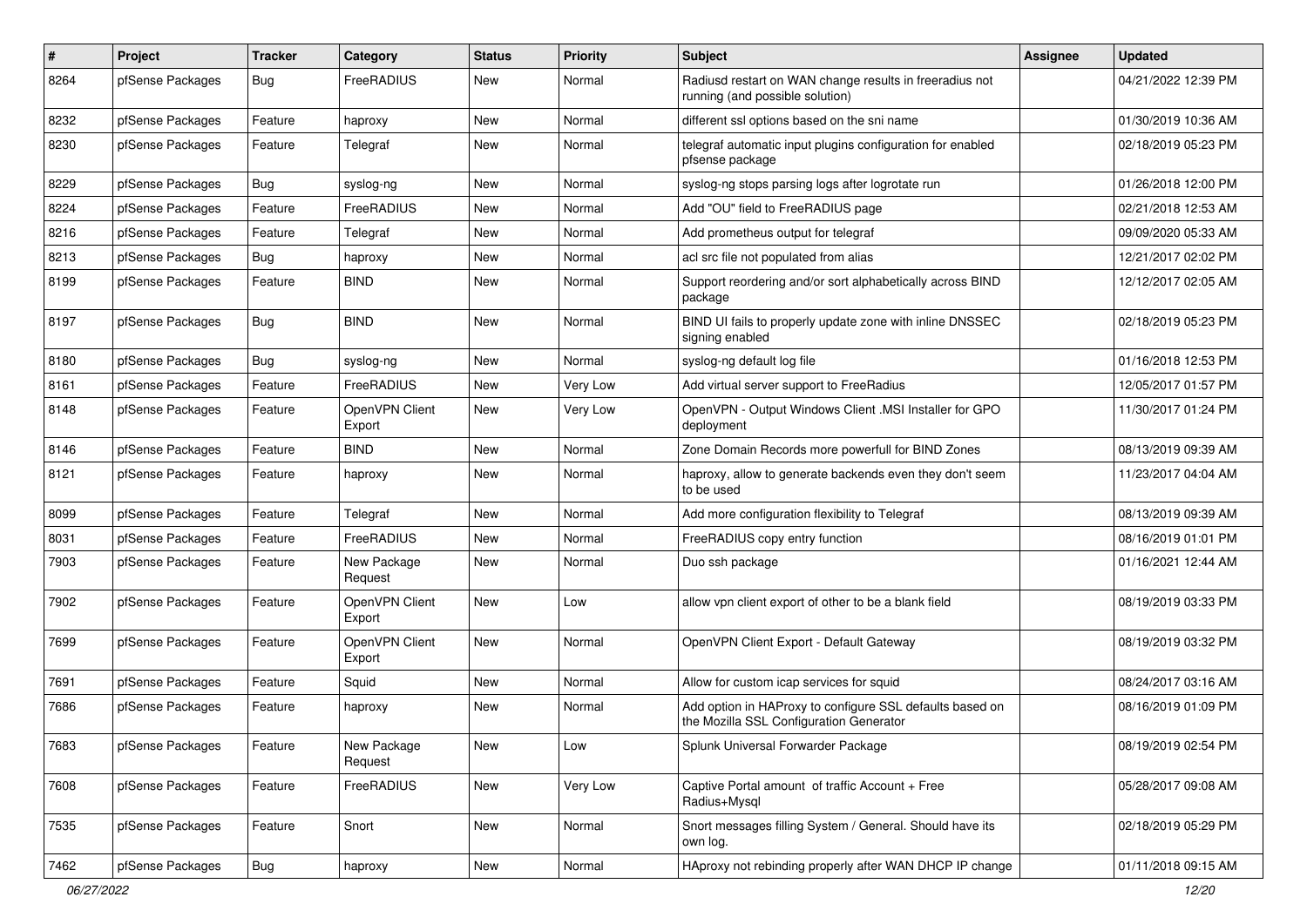| # | Project | Tracker | Category | Status | Priority | Subject | Assignee | Updated |
|---|---|---|---|---|---|---|---|---|
| 8264 | pfSense Packages | Bug | FreeRADIUS | New | Normal | Radiusd restart on WAN change results in freeradius not running (and possible solution) | | 04/21/2022 12:39 PM |
| 8232 | pfSense Packages | Feature | haproxy | New | Normal | different ssl options based on the sni name | | 01/30/2019 10:36 AM |
| 8230 | pfSense Packages | Feature | Telegraf | New | Normal | telegraf automatic input plugins configuration for enabled pfsense package | | 02/18/2019 05:23 PM |
| 8229 | pfSense Packages | Bug | syslog-ng | New | Normal | syslog-ng stops parsing logs after logrotate run | | 01/26/2018 12:00 PM |
| 8224 | pfSense Packages | Feature | FreeRADIUS | New | Normal | Add "OU" field to FreeRADIUS page | | 02/21/2018 12:53 AM |
| 8216 | pfSense Packages | Feature | Telegraf | New | Normal | Add prometheus output for telegraf | | 09/09/2020 05:33 AM |
| 8213 | pfSense Packages | Bug | haproxy | New | Normal | acl src file not populated from alias | | 12/21/2017 02:02 PM |
| 8199 | pfSense Packages | Feature | BIND | New | Normal | Support reordering and/or sort alphabetically across BIND package | | 12/12/2017 02:05 AM |
| 8197 | pfSense Packages | Bug | BIND | New | Normal | BIND UI fails to properly update zone with inline DNSSEC signing enabled | | 02/18/2019 05:23 PM |
| 8180 | pfSense Packages | Bug | syslog-ng | New | Normal | syslog-ng default log file | | 01/16/2018 12:53 PM |
| 8161 | pfSense Packages | Feature | FreeRADIUS | New | Very Low | Add virtual server support to FreeRadius | | 12/05/2017 01:57 PM |
| 8148 | pfSense Packages | Feature | OpenVPN Client Export | New | Very Low | OpenVPN - Output Windows Client .MSI Installer for GPO deployment | | 11/30/2017 01:24 PM |
| 8146 | pfSense Packages | Feature | BIND | New | Normal | Zone Domain Records more powerfull for BIND Zones | | 08/13/2019 09:39 AM |
| 8121 | pfSense Packages | Feature | haproxy | New | Normal | haproxy, allow to generate backends even they don't seem to be used | | 11/23/2017 04:04 AM |
| 8099 | pfSense Packages | Feature | Telegraf | New | Normal | Add more configuration flexibility to Telegraf | | 08/13/2019 09:39 AM |
| 8031 | pfSense Packages | Feature | FreeRADIUS | New | Normal | FreeRADIUS copy entry function | | 08/16/2019 01:01 PM |
| 7903 | pfSense Packages | Feature | New Package Request | New | Normal | Duo ssh package | | 01/16/2021 12:44 AM |
| 7902 | pfSense Packages | Feature | OpenVPN Client Export | New | Low | allow vpn client export of other to be a blank field | | 08/19/2019 03:33 PM |
| 7699 | pfSense Packages | Feature | OpenVPN Client Export | New | Normal | OpenVPN Client Export - Default Gateway | | 08/19/2019 03:32 PM |
| 7691 | pfSense Packages | Feature | Squid | New | Normal | Allow for custom icap services for squid | | 08/24/2017 03:16 AM |
| 7686 | pfSense Packages | Feature | haproxy | New | Normal | Add option in HAProxy to configure SSL defaults based on the Mozilla SSL Configuration Generator | | 08/16/2019 01:09 PM |
| 7683 | pfSense Packages | Feature | New Package Request | New | Low | Splunk Universal Forwarder Package | | 08/19/2019 02:54 PM |
| 7608 | pfSense Packages | Feature | FreeRADIUS | New | Very Low | Captive Portal amount of traffic Account + Free Radius+Mysql | | 05/28/2017 09:08 AM |
| 7535 | pfSense Packages | Feature | Snort | New | Normal | Snort messages filling System / General. Should have its own log. | | 02/18/2019 05:29 PM |
| 7462 | pfSense Packages | Bug | haproxy | New | Normal | HAproxy not rebinding properly after WAN DHCP IP change | | 01/11/2018 09:15 AM |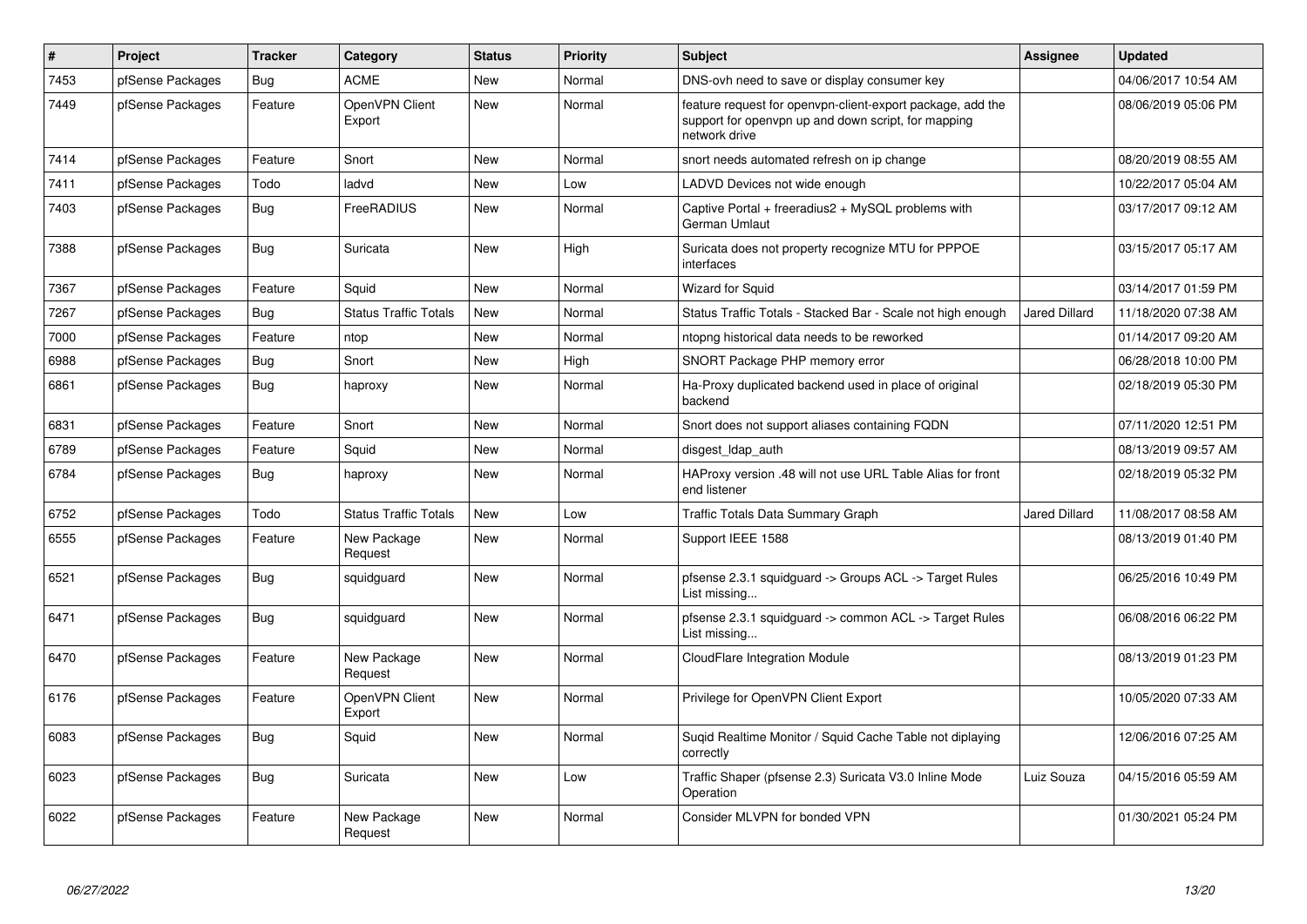| # | Project | Tracker | Category | Status | Priority | Subject | Assignee | Updated |
|---|---|---|---|---|---|---|---|---|
| 7453 | pfSense Packages | Bug | ACME | New | Normal | DNS-ovh need to save or display consumer key | | 04/06/2017 10:54 AM |
| 7449 | pfSense Packages | Feature | OpenVPN Client Export | New | Normal | feature request for openvpn-client-export package, add the support for openvpn up and down script, for mapping network drive | | 08/06/2019 05:06 PM |
| 7414 | pfSense Packages | Feature | Snort | New | Normal | snort needs automated refresh on ip change | | 08/20/2019 08:55 AM |
| 7411 | pfSense Packages | Todo | ladvd | New | Low | LADVD Devices not wide enough | | 10/22/2017 05:04 AM |
| 7403 | pfSense Packages | Bug | FreeRADIUS | New | Normal | Captive Portal + freeradius2 + MySQL problems with German Umlaut | | 03/17/2017 09:12 AM |
| 7388 | pfSense Packages | Bug | Suricata | New | High | Suricata does not property recognize MTU for PPPOE interfaces | | 03/15/2017 05:17 AM |
| 7367 | pfSense Packages | Feature | Squid | New | Normal | Wizard for Squid | | 03/14/2017 01:59 PM |
| 7267 | pfSense Packages | Bug | Status Traffic Totals | New | Normal | Status Traffic Totals - Stacked Bar - Scale not high enough | Jared Dillard | 11/18/2020 07:38 AM |
| 7000 | pfSense Packages | Feature | ntop | New | Normal | ntopng historical data needs to be reworked | | 01/14/2017 09:20 AM |
| 6988 | pfSense Packages | Bug | Snort | New | High | SNORT Package PHP memory error | | 06/28/2018 10:00 PM |
| 6861 | pfSense Packages | Bug | haproxy | New | Normal | Ha-Proxy duplicated backend used in place of original backend | | 02/18/2019 05:30 PM |
| 6831 | pfSense Packages | Feature | Snort | New | Normal | Snort does not support aliases containing FQDN | | 07/11/2020 12:51 PM |
| 6789 | pfSense Packages | Feature | Squid | New | Normal | disgest_ldap_auth | | 08/13/2019 09:57 AM |
| 6784 | pfSense Packages | Bug | haproxy | New | Normal | HAProxy version .48 will not use URL Table Alias for front end listener | | 02/18/2019 05:32 PM |
| 6752 | pfSense Packages | Todo | Status Traffic Totals | New | Low | Traffic Totals Data Summary Graph | Jared Dillard | 11/08/2017 08:58 AM |
| 6555 | pfSense Packages | Feature | New Package Request | New | Normal | Support IEEE 1588 | | 08/13/2019 01:40 PM |
| 6521 | pfSense Packages | Bug | squidguard | New | Normal | pfsense 2.3.1 squidguard -> Groups ACL -> Target Rules List missing... | | 06/25/2016 10:49 PM |
| 6471 | pfSense Packages | Bug | squidguard | New | Normal | pfsense 2.3.1 squidguard -> common ACL -> Target Rules List missing... | | 06/08/2016 06:22 PM |
| 6470 | pfSense Packages | Feature | New Package Request | New | Normal | CloudFlare Integration Module | | 08/13/2019 01:23 PM |
| 6176 | pfSense Packages | Feature | OpenVPN Client Export | New | Normal | Privilege for OpenVPN Client Export | | 10/05/2020 07:33 AM |
| 6083 | pfSense Packages | Bug | Squid | New | Normal | Suqid Realtime Monitor / Squid Cache Table not diplaying correctly | | 12/06/2016 07:25 AM |
| 6023 | pfSense Packages | Bug | Suricata | New | Low | Traffic Shaper (pfsense 2.3) Suricata V3.0 Inline Mode Operation | Luiz Souza | 04/15/2016 05:59 AM |
| 6022 | pfSense Packages | Feature | New Package Request | New | Normal | Consider MLVPN for bonded VPN | | 01/30/2021 05:24 PM |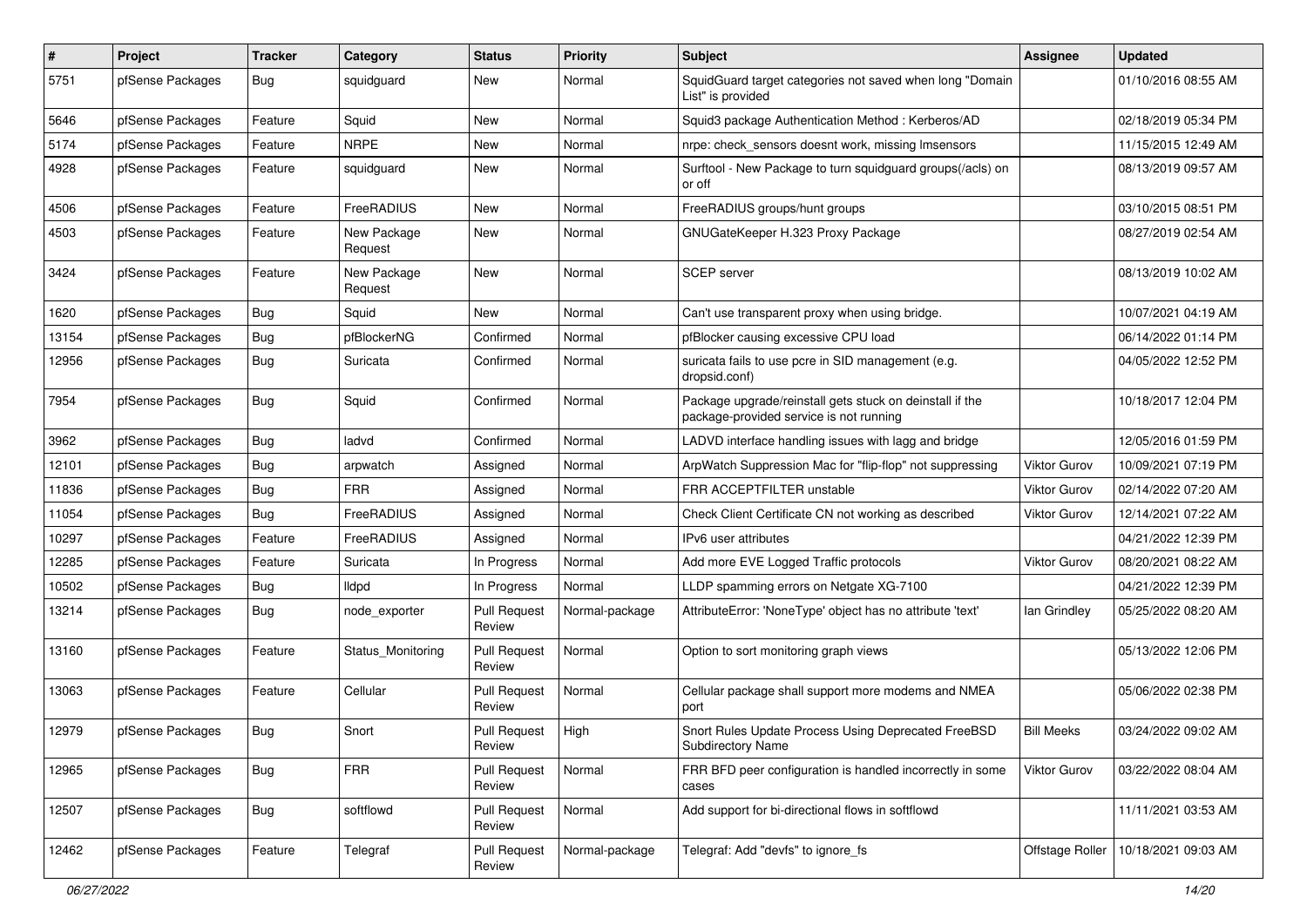| # | Project | Tracker | Category | Status | Priority | Subject | Assignee | Updated |
|---|---|---|---|---|---|---|---|---|
| 5751 | pfSense Packages | Bug | squidguard | New | Normal | SquidGuard target categories not saved when long "Domain List" is provided | | 01/10/2016 08:55 AM |
| 5646 | pfSense Packages | Feature | Squid | New | Normal | Squid3 package Authentication Method : Kerberos/AD | | 02/18/2019 05:34 PM |
| 5174 | pfSense Packages | Feature | NRPE | New | Normal | nrpe: check_sensors doesnt work, missing lmsensors | | 11/15/2015 12:49 AM |
| 4928 | pfSense Packages | Feature | squidguard | New | Normal | Surftool - New Package to turn squidguard groups(/acls) on or off | | 08/13/2019 09:57 AM |
| 4506 | pfSense Packages | Feature | FreeRADIUS | New | Normal | FreeRADIUS groups/hunt groups | | 03/10/2015 08:51 PM |
| 4503 | pfSense Packages | Feature | New Package Request | New | Normal | GNUGateKeeper H.323 Proxy Package | | 08/27/2019 02:54 AM |
| 3424 | pfSense Packages | Feature | New Package Request | New | Normal | SCEP server | | 08/13/2019 10:02 AM |
| 1620 | pfSense Packages | Bug | Squid | New | Normal | Can't use transparent proxy when using bridge. | | 10/07/2021 04:19 AM |
| 13154 | pfSense Packages | Bug | pfBlockerNG | Confirmed | Normal | pfBlocker causing excessive CPU load | | 06/14/2022 01:14 PM |
| 12956 | pfSense Packages | Bug | Suricata | Confirmed | Normal | suricata fails to use pcre in SID management (e.g. dropsid.conf) | | 04/05/2022 12:52 PM |
| 7954 | pfSense Packages | Bug | Squid | Confirmed | Normal | Package upgrade/reinstall gets stuck on deinstall if the package-provided service is not running | | 10/18/2017 12:04 PM |
| 3962 | pfSense Packages | Bug | ladvd | Confirmed | Normal | LADVD interface handling issues with lagg and bridge | | 12/05/2016 01:59 PM |
| 12101 | pfSense Packages | Bug | arpwatch | Assigned | Normal | ArpWatch Suppression Mac for "flip-flop" not suppressing | Viktor Gurov | 10/09/2021 07:19 PM |
| 11836 | pfSense Packages | Bug | FRR | Assigned | Normal | FRR ACCEPTFILTER unstable | Viktor Gurov | 02/14/2022 07:20 AM |
| 11054 | pfSense Packages | Bug | FreeRADIUS | Assigned | Normal | Check Client Certificate CN not working as described | Viktor Gurov | 12/14/2021 07:22 AM |
| 10297 | pfSense Packages | Feature | FreeRADIUS | Assigned | Normal | IPv6 user attributes | | 04/21/2022 12:39 PM |
| 12285 | pfSense Packages | Feature | Suricata | In Progress | Normal | Add more EVE Logged Traffic protocols | Viktor Gurov | 08/20/2021 08:22 AM |
| 10502 | pfSense Packages | Bug | lldpd | In Progress | Normal | LLDP spamming errors on Netgate XG-7100 | | 04/21/2022 12:39 PM |
| 13214 | pfSense Packages | Bug | node_exporter | Pull Request Review | Normal-package | AttributeError: 'NoneType' object has no attribute 'text' | Ian Grindley | 05/25/2022 08:20 AM |
| 13160 | pfSense Packages | Feature | Status_Monitoring | Pull Request Review | Normal | Option to sort monitoring graph views | | 05/13/2022 12:06 PM |
| 13063 | pfSense Packages | Feature | Cellular | Pull Request Review | Normal | Cellular package shall support more modems and NMEA port | | 05/06/2022 02:38 PM |
| 12979 | pfSense Packages | Bug | Snort | Pull Request Review | High | Snort Rules Update Process Using Deprecated FreeBSD Subdirectory Name | Bill Meeks | 03/24/2022 09:02 AM |
| 12965 | pfSense Packages | Bug | FRR | Pull Request Review | Normal | FRR BFD peer configuration is handled incorrectly in some cases | Viktor Gurov | 03/22/2022 08:04 AM |
| 12507 | pfSense Packages | Bug | softflowd | Pull Request Review | Normal | Add support for bi-directional flows in softflowd | | 11/11/2021 03:53 AM |
| 12462 | pfSense Packages | Feature | Telegraf | Pull Request Review | Normal-package | Telegraf: Add "devfs" to ignore_fs | Offstage Roller | 10/18/2021 09:03 AM |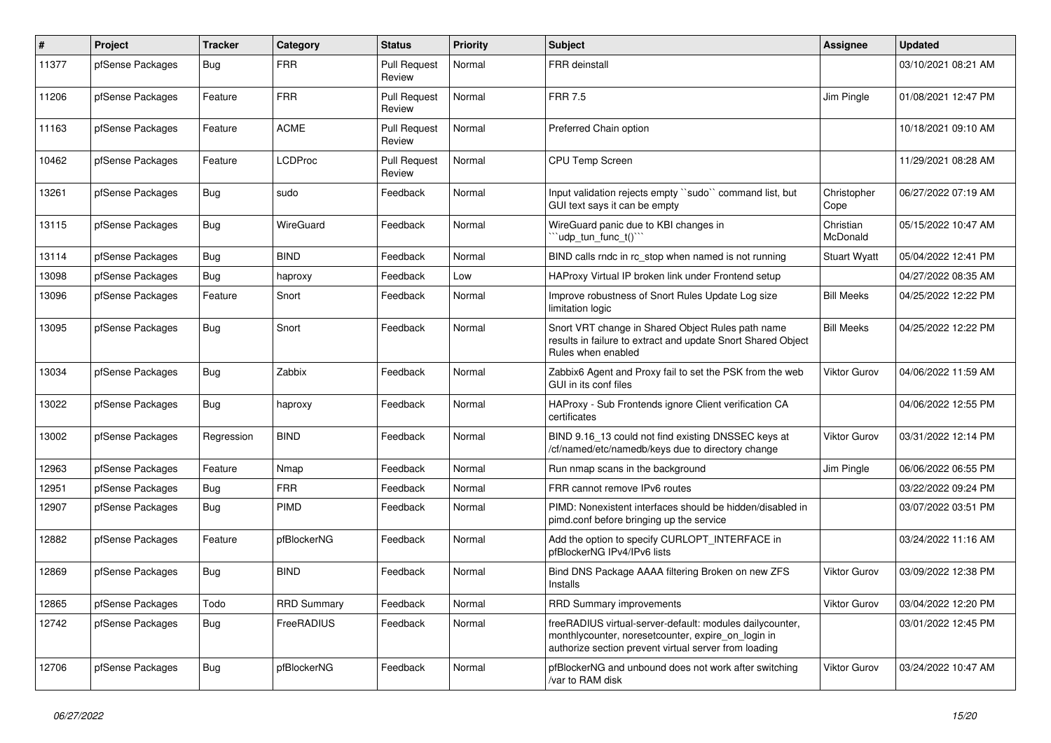| # | Project | Tracker | Category | Status | Priority | Subject | Assignee | Updated |
|---|---|---|---|---|---|---|---|---|
| 11377 | pfSense Packages | Bug | FRR | Pull Request Review | Normal | FRR deinstall | | 03/10/2021 08:21 AM |
| 11206 | pfSense Packages | Feature | FRR | Pull Request Review | Normal | FRR 7.5 | Jim Pingle | 01/08/2021 12:47 PM |
| 11163 | pfSense Packages | Feature | ACME | Pull Request Review | Normal | Preferred Chain option | | 10/18/2021 09:10 AM |
| 10462 | pfSense Packages | Feature | LCDProc | Pull Request Review | Normal | CPU Temp Screen | | 11/29/2021 08:28 AM |
| 13261 | pfSense Packages | Bug | sudo | Feedback | Normal | Input validation rejects empty ``sudo`` command list, but GUI text says it can be empty | Christopher Cope | 06/27/2022 07:19 AM |
| 13115 | pfSense Packages | Bug | WireGuard | Feedback | Normal | WireGuard panic due to KBI changes in ```udp_tun_func_t()``` | Christian McDonald | 05/15/2022 10:47 AM |
| 13114 | pfSense Packages | Bug | BIND | Feedback | Normal | BIND calls rndc in rc_stop when named is not running | Stuart Wyatt | 05/04/2022 12:41 PM |
| 13098 | pfSense Packages | Bug | haproxy | Feedback | Low | HAProxy Virtual IP broken link under Frontend setup | | 04/27/2022 08:35 AM |
| 13096 | pfSense Packages | Feature | Snort | Feedback | Normal | Improve robustness of Snort Rules Update Log size limitation logic | Bill Meeks | 04/25/2022 12:22 PM |
| 13095 | pfSense Packages | Bug | Snort | Feedback | Normal | Snort VRT change in Shared Object Rules path name results in failure to extract and update Snort Shared Object Rules when enabled | Bill Meeks | 04/25/2022 12:22 PM |
| 13034 | pfSense Packages | Bug | Zabbix | Feedback | Normal | Zabbix6 Agent and Proxy fail to set the PSK from the web GUI in its conf files | Viktor Gurov | 04/06/2022 11:59 AM |
| 13022 | pfSense Packages | Bug | haproxy | Feedback | Normal | HAProxy - Sub Frontends ignore Client verification CA certificates | | 04/06/2022 12:55 PM |
| 13002 | pfSense Packages | Regression | BIND | Feedback | Normal | BIND 9.16_13 could not find existing DNSSEC keys at /cf/named/etc/namedb/keys due to directory change | Viktor Gurov | 03/31/2022 12:14 PM |
| 12963 | pfSense Packages | Feature | Nmap | Feedback | Normal | Run nmap scans in the background | Jim Pingle | 06/06/2022 06:55 PM |
| 12951 | pfSense Packages | Bug | FRR | Feedback | Normal | FRR cannot remove IPv6 routes | | 03/22/2022 09:24 PM |
| 12907 | pfSense Packages | Bug | PIMD | Feedback | Normal | PIMD: Nonexistent interfaces should be hidden/disabled in pimd.conf before bringing up the service | | 03/07/2022 03:51 PM |
| 12882 | pfSense Packages | Feature | pfBlockerNG | Feedback | Normal | Add the option to specify CURLOPT_INTERFACE in pfBlockerNG IPv4/IPv6 lists | | 03/24/2022 11:16 AM |
| 12869 | pfSense Packages | Bug | BIND | Feedback | Normal | Bind DNS Package AAAA filtering Broken on new ZFS Installs | Viktor Gurov | 03/09/2022 12:38 PM |
| 12865 | pfSense Packages | Todo | RRD Summary | Feedback | Normal | RRD Summary improvements | Viktor Gurov | 03/04/2022 12:20 PM |
| 12742 | pfSense Packages | Bug | FreeRADIUS | Feedback | Normal | freeRADIUS virtual-server-default: modules dailycounter, monthlycounter, noresetcounter, expire_on_login in authorize section prevent virtual server from loading | | 03/01/2022 12:45 PM |
| 12706 | pfSense Packages | Bug | pfBlockerNG | Feedback | Normal | pfBlockerNG and unbound does not work after switching /var to RAM disk | Viktor Gurov | 03/24/2022 10:47 AM |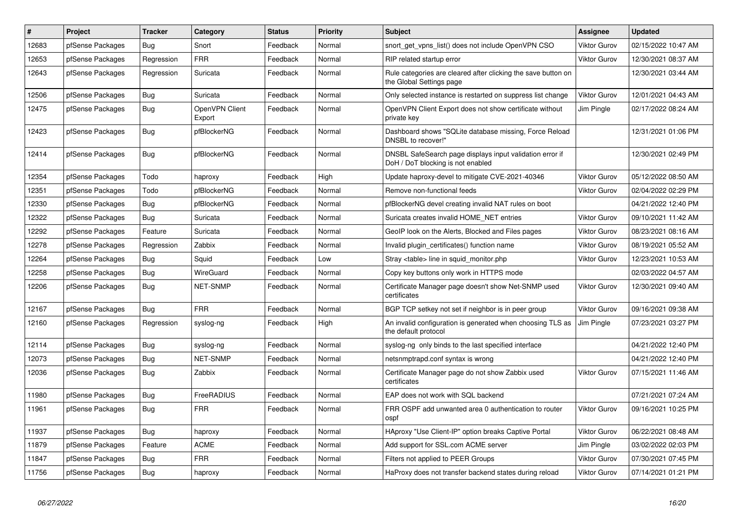| # | Project | Tracker | Category | Status | Priority | Subject | Assignee | Updated |
|---|---|---|---|---|---|---|---|---|
| 12683 | pfSense Packages | Bug | Snort | Feedback | Normal | snort_get_vpns_list() does not include OpenVPN CSO | Viktor Gurov | 02/15/2022 10:47 AM |
| 12653 | pfSense Packages | Regression | FRR | Feedback | Normal | RIP related startup error | Viktor Gurov | 12/30/2021 08:37 AM |
| 12643 | pfSense Packages | Regression | Suricata | Feedback | Normal | Rule categories are cleared after clicking the save button on the Global Settings page | | 12/30/2021 03:44 AM |
| 12506 | pfSense Packages | Bug | Suricata | Feedback | Normal | Only selected instance is restarted on suppress list change | Viktor Gurov | 12/01/2021 04:43 AM |
| 12475 | pfSense Packages | Bug | OpenVPN Client Export | Feedback | Normal | OpenVPN Client Export does not show certificate without private key | Jim Pingle | 02/17/2022 08:24 AM |
| 12423 | pfSense Packages | Bug | pfBlockerNG | Feedback | Normal | Dashboard shows "SQLite database missing, Force Reload DNSBL to recover!" | | 12/31/2021 01:06 PM |
| 12414 | pfSense Packages | Bug | pfBlockerNG | Feedback | Normal | DNSBL SafeSearch page displays input validation error if DoH / DoT blocking is not enabled | | 12/30/2021 02:49 PM |
| 12354 | pfSense Packages | Todo | haproxy | Feedback | High | Update haproxy-devel to mitigate CVE-2021-40346 | Viktor Gurov | 05/12/2022 08:50 AM |
| 12351 | pfSense Packages | Todo | pfBlockerNG | Feedback | Normal | Remove non-functional feeds | Viktor Gurov | 02/04/2022 02:29 PM |
| 12330 | pfSense Packages | Bug | pfBlockerNG | Feedback | Normal | pfBlockerNG devel creating invalid NAT rules on boot | | 04/21/2022 12:40 PM |
| 12322 | pfSense Packages | Bug | Suricata | Feedback | Normal | Suricata creates invalid HOME_NET entries | Viktor Gurov | 09/10/2021 11:42 AM |
| 12292 | pfSense Packages | Feature | Suricata | Feedback | Normal | GeoIP look on the Alerts, Blocked and Files pages | Viktor Gurov | 08/23/2021 08:16 AM |
| 12278 | pfSense Packages | Regression | Zabbix | Feedback | Normal | Invalid plugin_certificates() function name | Viktor Gurov | 08/19/2021 05:52 AM |
| 12264 | pfSense Packages | Bug | Squid | Feedback | Low | Stray <table> line in squid_monitor.php | Viktor Gurov | 12/23/2021 10:53 AM |
| 12258 | pfSense Packages | Bug | WireGuard | Feedback | Normal | Copy key buttons only work in HTTPS mode | | 02/03/2022 04:57 AM |
| 12206 | pfSense Packages | Bug | NET-SNMP | Feedback | Normal | Certificate Manager page doesn't show Net-SNMP used certificates | Viktor Gurov | 12/30/2021 09:40 AM |
| 12167 | pfSense Packages | Bug | FRR | Feedback | Normal | BGP TCP setkey not set if neighbor is in peer group | Viktor Gurov | 09/16/2021 09:38 AM |
| 12160 | pfSense Packages | Regression | syslog-ng | Feedback | High | An invalid configuration is generated when choosing TLS as the default protocol | Jim Pingle | 07/23/2021 03:27 PM |
| 12114 | pfSense Packages | Bug | syslog-ng | Feedback | Normal | syslog-ng only binds to the last specified interface | | 04/21/2022 12:40 PM |
| 12073 | pfSense Packages | Bug | NET-SNMP | Feedback | Normal | netsnmptrapd.conf syntax is wrong | | 04/21/2022 12:40 PM |
| 12036 | pfSense Packages | Bug | Zabbix | Feedback | Normal | Certificate Manager page do not show Zabbix used certificates | Viktor Gurov | 07/15/2021 11:46 AM |
| 11980 | pfSense Packages | Bug | FreeRADIUS | Feedback | Normal | EAP does not work with SQL backend | | 07/21/2021 07:24 AM |
| 11961 | pfSense Packages | Bug | FRR | Feedback | Normal | FRR OSPF add unwanted area 0 authentication to router ospf | Viktor Gurov | 09/16/2021 10:25 PM |
| 11937 | pfSense Packages | Bug | haproxy | Feedback | Normal | HAproxy "Use Client-IP" option breaks Captive Portal | Viktor Gurov | 06/22/2021 08:48 AM |
| 11879 | pfSense Packages | Feature | ACME | Feedback | Normal | Add support for SSL.com ACME server | Jim Pingle | 03/02/2022 02:03 PM |
| 11847 | pfSense Packages | Bug | FRR | Feedback | Normal | Filters not applied to PEER Groups | Viktor Gurov | 07/30/2021 07:45 PM |
| 11756 | pfSense Packages | Bug | haproxy | Feedback | Normal | HaProxy does not transfer backend states during reload | Viktor Gurov | 07/14/2021 01:21 PM |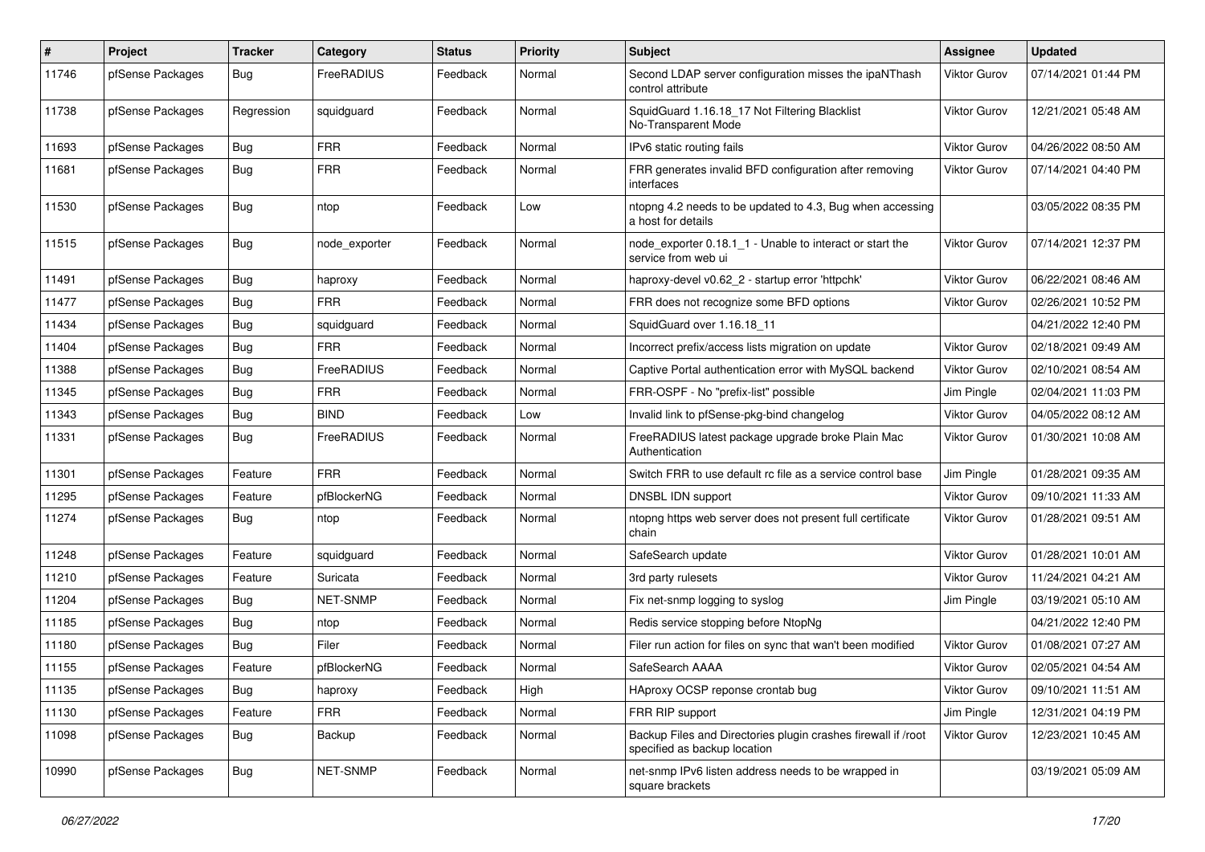| # | Project | Tracker | Category | Status | Priority | Subject | Assignee | Updated |
|---|---|---|---|---|---|---|---|---|
| 11746 | pfSense Packages | Bug | FreeRADIUS | Feedback | Normal | Second LDAP server configuration misses the ipaNThash control attribute | Viktor Gurov | 07/14/2021 01:44 PM |
| 11738 | pfSense Packages | Regression | squidguard | Feedback | Normal | SquidGuard 1.16.18_17 Not Filtering Blacklist No-Transparent Mode | Viktor Gurov | 12/21/2021 05:48 AM |
| 11693 | pfSense Packages | Bug | FRR | Feedback | Normal | IPv6 static routing fails | Viktor Gurov | 04/26/2022 08:50 AM |
| 11681 | pfSense Packages | Bug | FRR | Feedback | Normal | FRR generates invalid BFD configuration after removing interfaces | Viktor Gurov | 07/14/2021 04:40 PM |
| 11530 | pfSense Packages | Bug | ntop | Feedback | Low | ntopng 4.2 needs to be updated to 4.3, Bug when accessing a host for details | | 03/05/2022 08:35 PM |
| 11515 | pfSense Packages | Bug | node_exporter | Feedback | Normal | node_exporter 0.18.1_1 - Unable to interact or start the service from web ui | Viktor Gurov | 07/14/2021 12:37 PM |
| 11491 | pfSense Packages | Bug | haproxy | Feedback | Normal | haproxy-devel v0.62_2 - startup error 'httpchk' | Viktor Gurov | 06/22/2021 08:46 AM |
| 11477 | pfSense Packages | Bug | FRR | Feedback | Normal | FRR does not recognize some BFD options | Viktor Gurov | 02/26/2021 10:52 PM |
| 11434 | pfSense Packages | Bug | squidguard | Feedback | Normal | SquidGuard over 1.16.18_11 | | 04/21/2022 12:40 PM |
| 11404 | pfSense Packages | Bug | FRR | Feedback | Normal | Incorrect prefix/access lists migration on update | Viktor Gurov | 02/18/2021 09:49 AM |
| 11388 | pfSense Packages | Bug | FreeRADIUS | Feedback | Normal | Captive Portal authentication error with MySQL backend | Viktor Gurov | 02/10/2021 08:54 AM |
| 11345 | pfSense Packages | Bug | FRR | Feedback | Normal | FRR-OSPF - No "prefix-list" possible | Jim Pingle | 02/04/2021 11:03 PM |
| 11343 | pfSense Packages | Bug | BIND | Feedback | Low | Invalid link to pfSense-pkg-bind changelog | Viktor Gurov | 04/05/2022 08:12 AM |
| 11331 | pfSense Packages | Bug | FreeRADIUS | Feedback | Normal | FreeRADIUS latest package upgrade broke Plain Mac Authentication | Viktor Gurov | 01/30/2021 10:08 AM |
| 11301 | pfSense Packages | Feature | FRR | Feedback | Normal | Switch FRR to use default rc file as a service control base | Jim Pingle | 01/28/2021 09:35 AM |
| 11295 | pfSense Packages | Feature | pfBlockerNG | Feedback | Normal | DNSBL IDN support | Viktor Gurov | 09/10/2021 11:33 AM |
| 11274 | pfSense Packages | Bug | ntop | Feedback | Normal | ntopng https web server does not present full certificate chain | Viktor Gurov | 01/28/2021 09:51 AM |
| 11248 | pfSense Packages | Feature | squidguard | Feedback | Normal | SafeSearch update | Viktor Gurov | 01/28/2021 10:01 AM |
| 11210 | pfSense Packages | Feature | Suricata | Feedback | Normal | 3rd party rulesets | Viktor Gurov | 11/24/2021 04:21 AM |
| 11204 | pfSense Packages | Bug | NET-SNMP | Feedback | Normal | Fix net-snmp logging to syslog | Jim Pingle | 03/19/2021 05:10 AM |
| 11185 | pfSense Packages | Bug | ntop | Feedback | Normal | Redis service stopping before NtopNg | | 04/21/2022 12:40 PM |
| 11180 | pfSense Packages | Bug | Filer | Feedback | Normal | Filer run action for files on sync that wan't been modified | Viktor Gurov | 01/08/2021 07:27 AM |
| 11155 | pfSense Packages | Feature | pfBlockerNG | Feedback | Normal | SafeSearch AAAA | Viktor Gurov | 02/05/2021 04:54 AM |
| 11135 | pfSense Packages | Bug | haproxy | Feedback | High | HAproxy OCSP reponse crontab bug | Viktor Gurov | 09/10/2021 11:51 AM |
| 11130 | pfSense Packages | Feature | FRR | Feedback | Normal | FRR RIP support | Jim Pingle | 12/31/2021 04:19 PM |
| 11098 | pfSense Packages | Bug | Backup | Feedback | Normal | Backup Files and Directories plugin crashes firewall if /root specified as backup location | Viktor Gurov | 12/23/2021 10:45 AM |
| 10990 | pfSense Packages | Bug | NET-SNMP | Feedback | Normal | net-snmp IPv6 listen address needs to be wrapped in square brackets | | 03/19/2021 05:09 AM |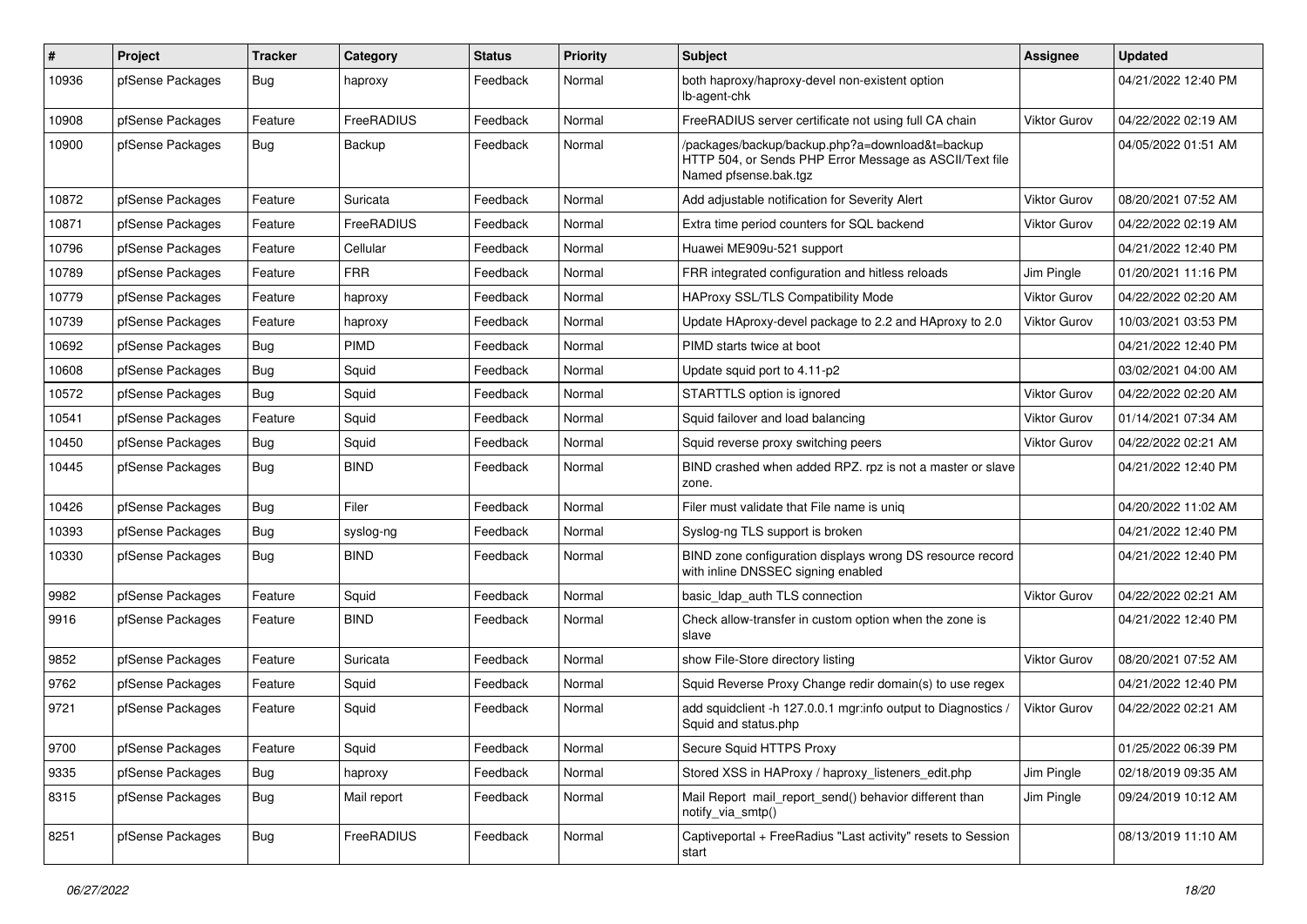| # | Project | Tracker | Category | Status | Priority | Subject | Assignee | Updated |
|---|---|---|---|---|---|---|---|---|
| 10936 | pfSense Packages | Bug | haproxy | Feedback | Normal | both haproxy/haproxy-devel non-existent option lb-agent-chk | | 04/21/2022 12:40 PM |
| 10908 | pfSense Packages | Feature | FreeRADIUS | Feedback | Normal | FreeRADIUS server certificate not using full CA chain | Viktor Gurov | 04/22/2022 02:19 AM |
| 10900 | pfSense Packages | Bug | Backup | Feedback | Normal | /packages/backup/backup.php?a=download&t=backup HTTP 504, or Sends PHP Error Message as ASCII/Text file Named pfsense.bak.tgz | | 04/05/2022 01:51 AM |
| 10872 | pfSense Packages | Feature | Suricata | Feedback | Normal | Add adjustable notification for Severity Alert | Viktor Gurov | 08/20/2021 07:52 AM |
| 10871 | pfSense Packages | Feature | FreeRADIUS | Feedback | Normal | Extra time period counters for SQL backend | Viktor Gurov | 04/22/2022 02:19 AM |
| 10796 | pfSense Packages | Feature | Cellular | Feedback | Normal | Huawei ME909u-521 support | | 04/21/2022 12:40 PM |
| 10789 | pfSense Packages | Feature | FRR | Feedback | Normal | FRR integrated configuration and hitless reloads | Jim Pingle | 01/20/2021 11:16 PM |
| 10779 | pfSense Packages | Feature | haproxy | Feedback | Normal | HAProxy SSL/TLS Compatibility Mode | Viktor Gurov | 04/22/2022 02:20 AM |
| 10739 | pfSense Packages | Feature | haproxy | Feedback | Normal | Update HAproxy-devel package to 2.2 and HAproxy to 2.0 | Viktor Gurov | 10/03/2021 03:53 PM |
| 10692 | pfSense Packages | Bug | PIMD | Feedback | Normal | PIMD starts twice at boot | | 04/21/2022 12:40 PM |
| 10608 | pfSense Packages | Bug | Squid | Feedback | Normal | Update squid port to 4.11-p2 | | 03/02/2021 04:00 AM |
| 10572 | pfSense Packages | Bug | Squid | Feedback | Normal | STARTTLS option is ignored | Viktor Gurov | 04/22/2022 02:20 AM |
| 10541 | pfSense Packages | Feature | Squid | Feedback | Normal | Squid failover and load balancing | Viktor Gurov | 01/14/2021 07:34 AM |
| 10450 | pfSense Packages | Bug | Squid | Feedback | Normal | Squid reverse proxy switching peers | Viktor Gurov | 04/22/2022 02:21 AM |
| 10445 | pfSense Packages | Bug | BIND | Feedback | Normal | BIND crashed when added RPZ. rpz is not a master or slave zone. | | 04/21/2022 12:40 PM |
| 10426 | pfSense Packages | Bug | Filer | Feedback | Normal | Filer must validate that File name is uniq | | 04/20/2022 11:02 AM |
| 10393 | pfSense Packages | Bug | syslog-ng | Feedback | Normal | Syslog-ng TLS support is broken | | 04/21/2022 12:40 PM |
| 10330 | pfSense Packages | Bug | BIND | Feedback | Normal | BIND zone configuration displays wrong DS resource record with inline DNSSEC signing enabled | | 04/21/2022 12:40 PM |
| 9982 | pfSense Packages | Feature | Squid | Feedback | Normal | basic_ldap_auth TLS connection | Viktor Gurov | 04/22/2022 02:21 AM |
| 9916 | pfSense Packages | Feature | BIND | Feedback | Normal | Check allow-transfer in custom option when the zone is slave | | 04/21/2022 12:40 PM |
| 9852 | pfSense Packages | Feature | Suricata | Feedback | Normal | show File-Store directory listing | Viktor Gurov | 08/20/2021 07:52 AM |
| 9762 | pfSense Packages | Feature | Squid | Feedback | Normal | Squid Reverse Proxy Change redir domain(s) to use regex | | 04/21/2022 12:40 PM |
| 9721 | pfSense Packages | Feature | Squid | Feedback | Normal | add squidclient -h 127.0.0.1 mgr:info output to Diagnostics / Squid and status.php | Viktor Gurov | 04/22/2022 02:21 AM |
| 9700 | pfSense Packages | Feature | Squid | Feedback | Normal | Secure Squid HTTPS Proxy | | 01/25/2022 06:39 PM |
| 9335 | pfSense Packages | Bug | haproxy | Feedback | Normal | Stored XSS in HAProxy / haproxy_listeners_edit.php | Jim Pingle | 02/18/2019 09:35 AM |
| 8315 | pfSense Packages | Bug | Mail report | Feedback | Normal | Mail Report mail_report_send() behavior different than notify_via_smtp() | Jim Pingle | 09/24/2019 10:12 AM |
| 8251 | pfSense Packages | Bug | FreeRADIUS | Feedback | Normal | Captiveportal + FreeRadius "Last activity" resets to Session start | | 08/13/2019 11:10 AM |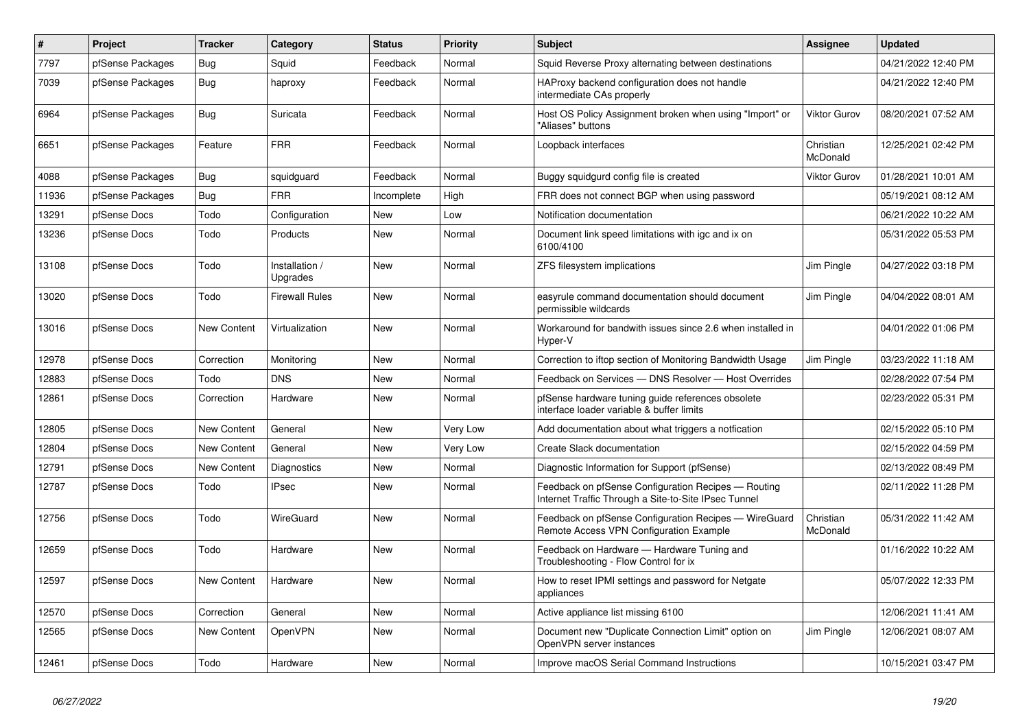| # | Project | Tracker | Category | Status | Priority | Subject | Assignee | Updated |
|---|---|---|---|---|---|---|---|---|
| 7797 | pfSense Packages | Bug | Squid | Feedback | Normal | Squid Reverse Proxy alternating between destinations | | 04/21/2022 12:40 PM |
| 7039 | pfSense Packages | Bug | haproxy | Feedback | Normal | HAProxy backend configuration does not handle intermediate CAs properly | | 04/21/2022 12:40 PM |
| 6964 | pfSense Packages | Bug | Suricata | Feedback | Normal | Host OS Policy Assignment broken when using "Import" or "Aliases" buttons | Viktor Gurov | 08/20/2021 07:52 AM |
| 6651 | pfSense Packages | Feature | FRR | Feedback | Normal | Loopback interfaces | Christian McDonald | 12/25/2021 02:42 PM |
| 4088 | pfSense Packages | Bug | squidguard | Feedback | Normal | Buggy squidgurd config file is created | Viktor Gurov | 01/28/2021 10:01 AM |
| 11936 | pfSense Packages | Bug | FRR | Incomplete | High | FRR does not connect BGP when using password | | 05/19/2021 08:12 AM |
| 13291 | pfSense Docs | Todo | Configuration | New | Low | Notification documentation | | 06/21/2022 10:22 AM |
| 13236 | pfSense Docs | Todo | Products | New | Normal | Document link speed limitations with igc and ix on 6100/4100 | | 05/31/2022 05:53 PM |
| 13108 | pfSense Docs | Todo | Installation / Upgrades | New | Normal | ZFS filesystem implications | Jim Pingle | 04/27/2022 03:18 PM |
| 13020 | pfSense Docs | Todo | Firewall Rules | New | Normal | easyrule command documentation should document permissible wildcards | Jim Pingle | 04/04/2022 08:01 AM |
| 13016 | pfSense Docs | New Content | Virtualization | New | Normal | Workaround for bandwith issues since 2.6 when installed in Hyper-V | | 04/01/2022 01:06 PM |
| 12978 | pfSense Docs | Correction | Monitoring | New | Normal | Correction to iftop section of Monitoring Bandwidth Usage | Jim Pingle | 03/23/2022 11:18 AM |
| 12883 | pfSense Docs | Todo | DNS | New | Normal | Feedback on Services — DNS Resolver — Host Overrides | | 02/28/2022 07:54 PM |
| 12861 | pfSense Docs | Correction | Hardware | New | Normal | pfSense hardware tuning guide references obsolete interface loader variable & buffer limits | | 02/23/2022 05:31 PM |
| 12805 | pfSense Docs | New Content | General | New | Very Low | Add documentation about what triggers a notfication | | 02/15/2022 05:10 PM |
| 12804 | pfSense Docs | New Content | General | New | Very Low | Create Slack documentation | | 02/15/2022 04:59 PM |
| 12791 | pfSense Docs | New Content | Diagnostics | New | Normal | Diagnostic Information for Support (pfSense) | | 02/13/2022 08:49 PM |
| 12787 | pfSense Docs | Todo | IPsec | New | Normal | Feedback on pfSense Configuration Recipes — Routing Internet Traffic Through a Site-to-Site IPsec Tunnel | | 02/11/2022 11:28 PM |
| 12756 | pfSense Docs | Todo | WireGuard | New | Normal | Feedback on pfSense Configuration Recipes — WireGuard Remote Access VPN Configuration Example | Christian McDonald | 05/31/2022 11:42 AM |
| 12659 | pfSense Docs | Todo | Hardware | New | Normal | Feedback on Hardware — Hardware Tuning and Troubleshooting - Flow Control for ix | | 01/16/2022 10:22 AM |
| 12597 | pfSense Docs | New Content | Hardware | New | Normal | How to reset IPMI settings and password for Netgate appliances | | 05/07/2022 12:33 PM |
| 12570 | pfSense Docs | Correction | General | New | Normal | Active appliance list missing 6100 | | 12/06/2021 11:41 AM |
| 12565 | pfSense Docs | New Content | OpenVPN | New | Normal | Document new "Duplicate Connection Limit" option on OpenVPN server instances | Jim Pingle | 12/06/2021 08:07 AM |
| 12461 | pfSense Docs | Todo | Hardware | New | Normal | Improve macOS Serial Command Instructions | | 10/15/2021 03:47 PM |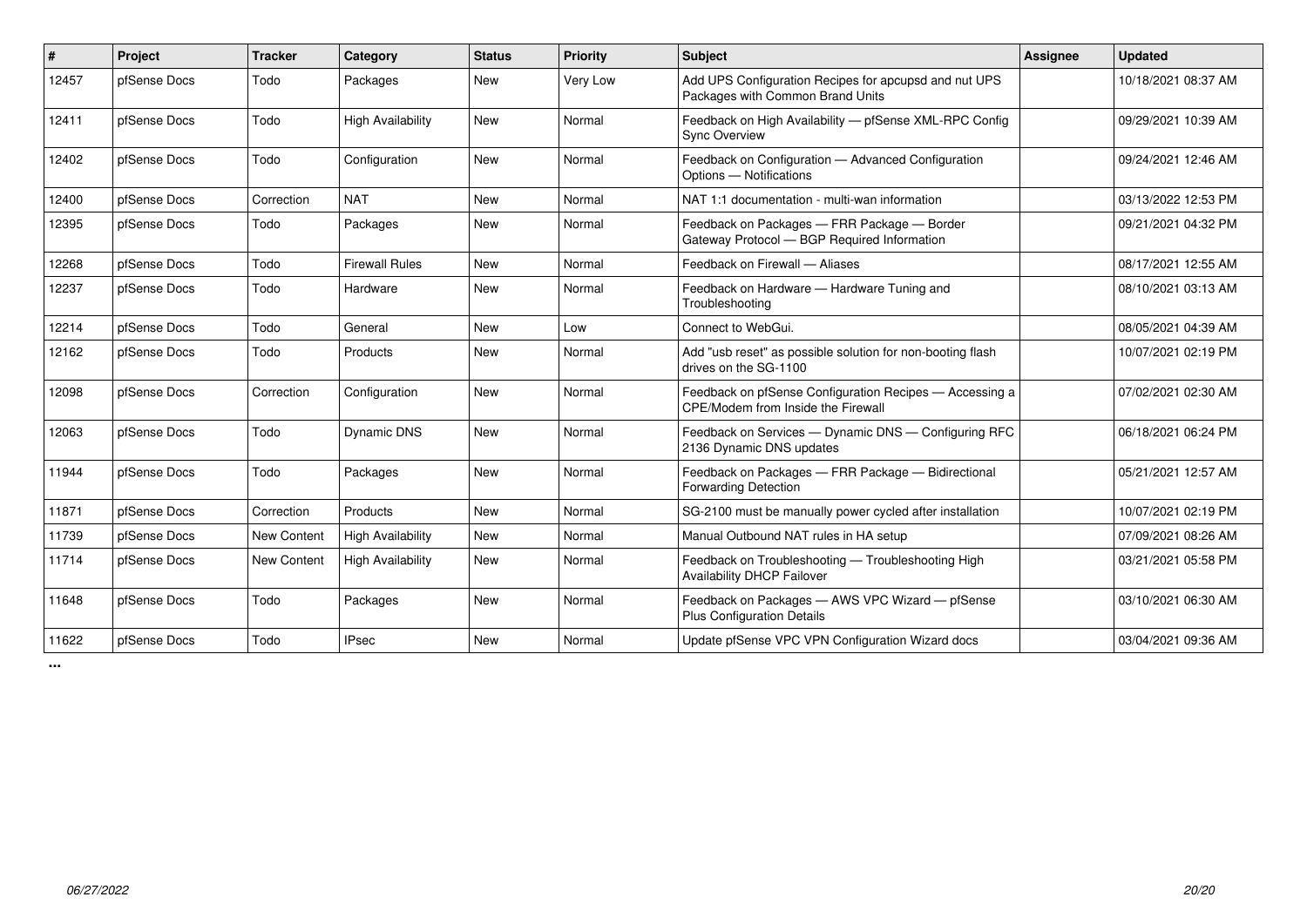| # | Project | Tracker | Category | Status | Priority | Subject | Assignee | Updated |
|---|---|---|---|---|---|---|---|---|
| 12457 | pfSense Docs | Todo | Packages | New | Very Low | Add UPS Configuration Recipes for apcupsd and nut UPS Packages with Common Brand Units | | 10/18/2021 08:37 AM |
| 12411 | pfSense Docs | Todo | High Availability | New | Normal | Feedback on High Availability — pfSense XML-RPC Config Sync Overview | | 09/29/2021 10:39 AM |
| 12402 | pfSense Docs | Todo | Configuration | New | Normal | Feedback on Configuration — Advanced Configuration Options — Notifications | | 09/24/2021 12:46 AM |
| 12400 | pfSense Docs | Correction | NAT | New | Normal | NAT 1:1 documentation - multi-wan information | | 03/13/2022 12:53 PM |
| 12395 | pfSense Docs | Todo | Packages | New | Normal | Feedback on Packages — FRR Package — Border Gateway Protocol — BGP Required Information | | 09/21/2021 04:32 PM |
| 12268 | pfSense Docs | Todo | Firewall Rules | New | Normal | Feedback on Firewall — Aliases | | 08/17/2021 12:55 AM |
| 12237 | pfSense Docs | Todo | Hardware | New | Normal | Feedback on Hardware — Hardware Tuning and Troubleshooting | | 08/10/2021 03:13 AM |
| 12214 | pfSense Docs | Todo | General | New | Low | Connect to WebGui. | | 08/05/2021 04:39 AM |
| 12162 | pfSense Docs | Todo | Products | New | Normal | Add "usb reset" as possible solution for non-booting flash drives on the SG-1100 | | 10/07/2021 02:19 PM |
| 12098 | pfSense Docs | Correction | Configuration | New | Normal | Feedback on pfSense Configuration Recipes — Accessing a CPE/Modem from Inside the Firewall | | 07/02/2021 02:30 AM |
| 12063 | pfSense Docs | Todo | Dynamic DNS | New | Normal | Feedback on Services — Dynamic DNS — Configuring RFC 2136 Dynamic DNS updates | | 06/18/2021 06:24 PM |
| 11944 | pfSense Docs | Todo | Packages | New | Normal | Feedback on Packages — FRR Package — Bidirectional Forwarding Detection | | 05/21/2021 12:57 AM |
| 11871 | pfSense Docs | Correction | Products | New | Normal | SG-2100 must be manually power cycled after installation | | 10/07/2021 02:19 PM |
| 11739 | pfSense Docs | New Content | High Availability | New | Normal | Manual Outbound NAT rules in HA setup | | 07/09/2021 08:26 AM |
| 11714 | pfSense Docs | New Content | High Availability | New | Normal | Feedback on Troubleshooting — Troubleshooting High Availability DHCP Failover | | 03/21/2021 05:58 PM |
| 11648 | pfSense Docs | Todo | Packages | New | Normal | Feedback on Packages — AWS VPC Wizard — pfSense Plus Configuration Details | | 03/10/2021 06:30 AM |
| 11622 | pfSense Docs | Todo | IPsec | New | Normal | Update pfSense VPC VPN Configuration Wizard docs | | 03/04/2021 09:36 AM |

...